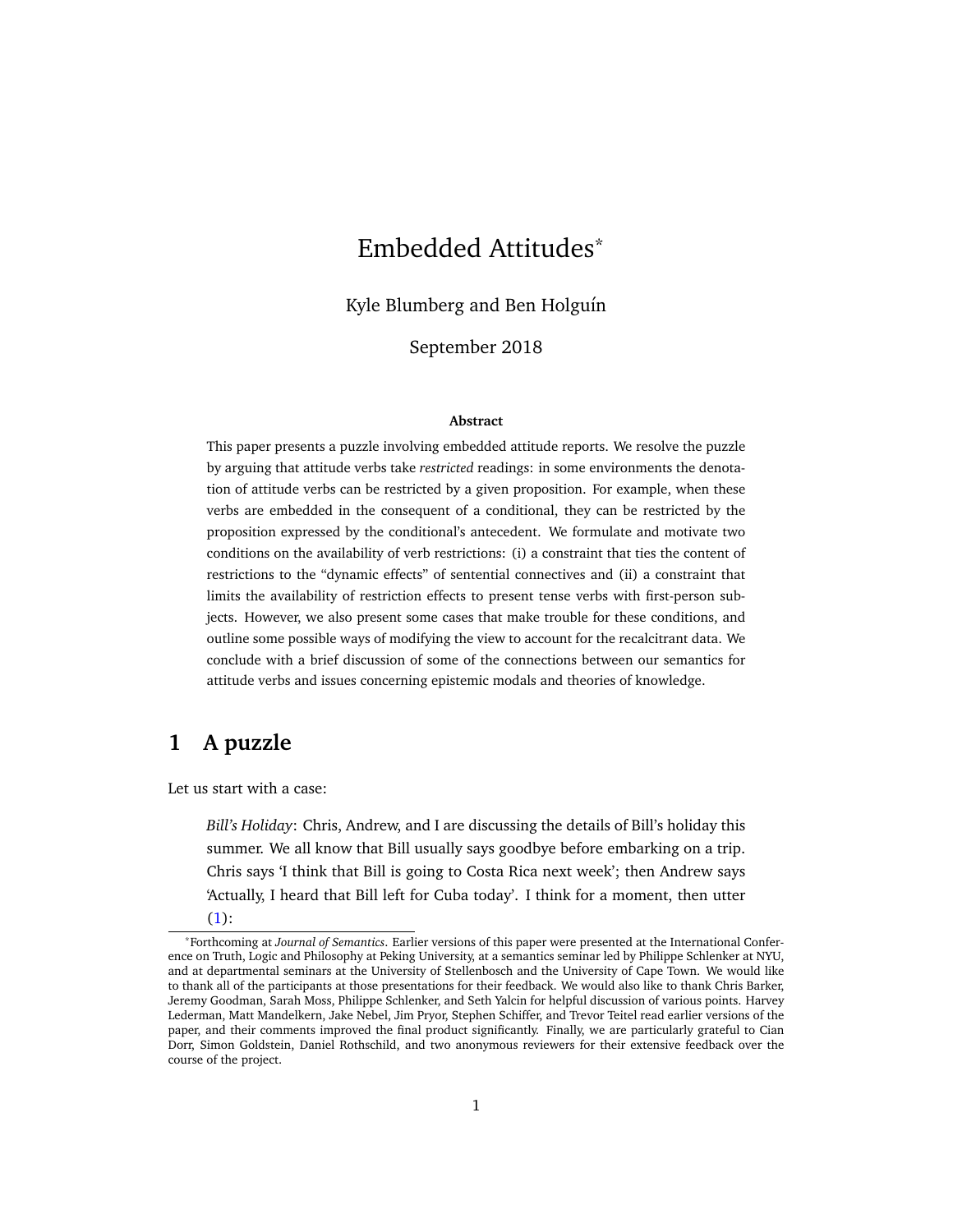# Embedded Attitudes*

Kyle Blumberg and Ben Holguín

September 2018

**Abstract**

This paper presents a puzzle involving embedded attitude reports. We resolve the puzzle by arguing that attitude verbs take *restricted* readings: in some environments the denotation of attitude verbs can be restricted by a given proposition. For example, when these verbs are embedded in the consequent of a conditional, they can be restricted by the proposition expressed by the conditional's antecedent. We formulate and motivate two conditions on the availability of verb restrictions: (i) a constraint that ties the content of restrictions to the "dynamic effects" of sentential connectives and (ii) a constraint that limits the availability of restriction effects to present tense verbs with first-person subjects. However, we also present some cases that make trouble for these conditions, and outline some possible ways of modifying the view to account for the recalcitrant data. We conclude with a brief discussion of some of the connections between our semantics for attitude verbs and issues concerning epistemic modals and theories of knowledge.

## 1 A puzzle

Let us start with a case:

> *Bill's Holiday*: Chris, Andrew, and I are discussing the details of Bill's holiday this summer. We all know that Bill usually says goodbye before embarking on a trip. Chris says 'I think that Bill is going to Costa Rica next week'; then Andrew says 'Actually, I heard that Bill left for Cuba today'. I think for a moment, then utter (1):

*Forthcoming at *Journal of Semantics*. Earlier versions of this paper were presented at the International Conference on Truth, Logic and Philosophy at Peking University, at a semantics seminar led by Philippe Schlenker at NYU, and at departmental seminars at the University of Stellenbosch and the University of Cape Town. We would like to thank all of the participants at those presentations for their feedback. We would also like to thank Chris Barker, Jeremy Goodman, Sarah Moss, Philippe Schlenker, and Seth Yalcin for helpful discussion of various points. Harvey Lederman, Matt Mandelkern, Jake Nebel, Jim Pryor, Stephen Schiffer, and Trevor Teitel read earlier versions of the paper, and their comments improved the final product significantly. Finally, we are particularly grateful to Cian Dorr, Simon Goldstein, Daniel Rothschild, and two anonymous reviewers for their extensive feedback over the course of the project.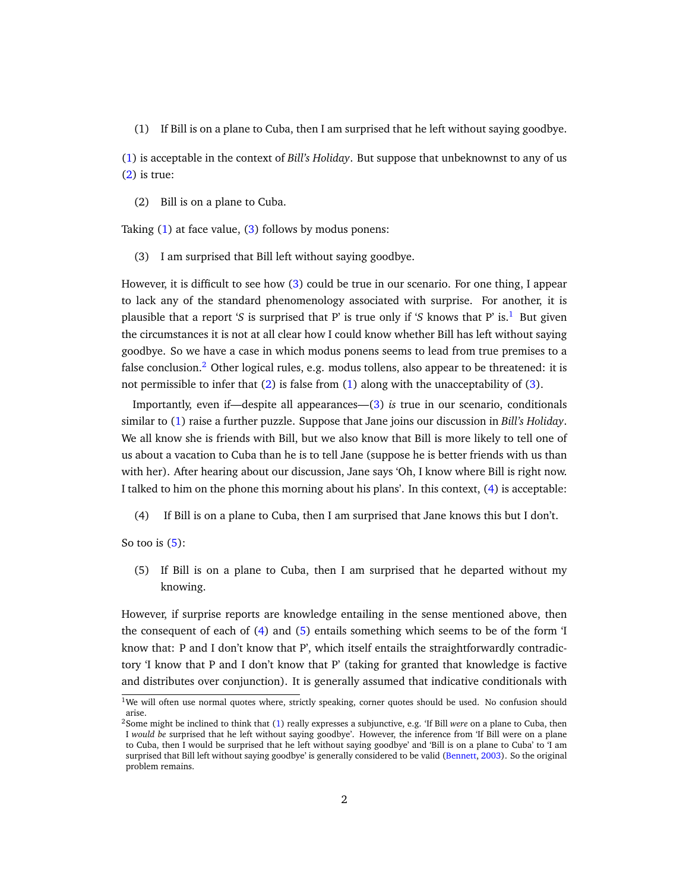(1) If Bill is on a plane to Cuba, then I am surprised that he left without saying goodbye.

(1) is acceptable in the context of *Bill's Holiday*. But suppose that unbeknownst to any of us (2) is true:

(2) Bill is on a plane to Cuba.

Taking (1) at face value, (3) follows by modus ponens:

(3) I am surprised that Bill left without saying goodbye.

However, it is difficult to see how (3) could be true in our scenario. For one thing, I appear to lack any of the standard phenomenology associated with surprise. For another, it is plausible that a report '*S* is surprised that P' is true only if '*S* knows that P' is.[1] But given the circumstances it is not at all clear how I could know whether Bill has left without saying goodbye. So we have a case in which modus ponens seems to lead from true premises to a false conclusion.[2] Other logical rules, e.g. modus tollens, also appear to be threatened: it is not permissible to infer that (2) is false from (1) along with the unacceptability of (3).

Importantly, even if—despite all appearances—(3) *is* true in our scenario, conditionals similar to (1) raise a further puzzle. Suppose that Jane joins our discussion in *Bill's Holiday*. We all know she is friends with Bill, but we also know that Bill is more likely to tell one of us about a vacation to Cuba than he is to tell Jane (suppose he is better friends with us than with her). After hearing about our discussion, Jane says 'Oh, I know where Bill is right now. I talked to him on the phone this morning about his plans'. In this context, (4) is acceptable:

(4) If Bill is on a plane to Cuba, then I am surprised that Jane knows this but I don't.

So too is (5):

(5) If Bill is on a plane to Cuba, then I am surprised that he departed without my knowing.

However, if surprise reports are knowledge entailing in the sense mentioned above, then the consequent of each of (4) and (5) entails something which seems to be of the form 'I know that: P and I don't know that P', which itself entails the straightforwardly contradictory 'I know that P and I don't know that P' (taking for granted that knowledge is factive and distributes over conjunction). It is generally assumed that indicative conditionals with

[1] We will often use normal quotes where, strictly speaking, corner quotes should be used. No confusion should arise.

[2] Some might be inclined to think that (1) really expresses a subjunctive, e.g. 'If Bill *were* on a plane to Cuba, then I *would be* surprised that he left without saying goodbye'. However, the inference from 'If Bill were on a plane to Cuba, then I would be surprised that he left without saying goodbye' and 'Bill is on a plane to Cuba' to 'I am surprised that Bill left without saying goodbye' is generally considered to be valid (Bennett, 2003). So the original problem remains.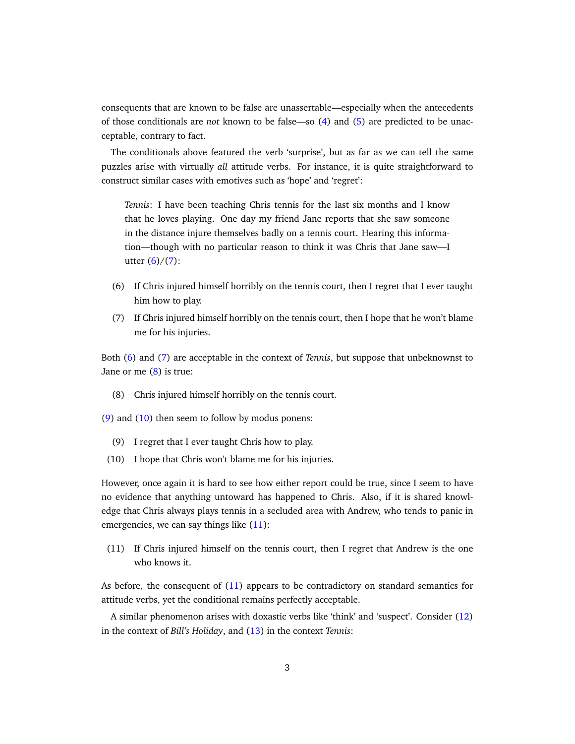consequents that are known to be false are unassertable—especially when the antecedents of those conditionals are *not* known to be false—so (4) and (5) are predicted to be unacceptable, contrary to fact.

The conditionals above featured the verb 'surprise', but as far as we can tell the same puzzles arise with virtually *all* attitude verbs. For instance, it is quite straightforward to construct similar cases with emotives such as 'hope' and 'regret':

> *Tennis*: I have been teaching Chris tennis for the last six months and I know that he loves playing. One day my friend Jane reports that she saw someone in the distance injure themselves badly on a tennis court. Hearing this information—though with no particular reason to think it was Chris that Jane saw—I utter (6)/(7):

(6) If Chris injured himself horribly on the tennis court, then I regret that I ever taught him how to play.

(7) If Chris injured himself horribly on the tennis court, then I hope that he won't blame me for his injuries.

Both (6) and (7) are acceptable in the context of *Tennis*, but suppose that unbeknownst to Jane or me (8) is true:

(8) Chris injured himself horribly on the tennis court.

(9) and (10) then seem to follow by modus ponens:

(9) I regret that I ever taught Chris how to play.

(10) I hope that Chris won't blame me for his injuries.

However, once again it is hard to see how either report could be true, since I seem to have no evidence that anything untoward has happened to Chris. Also, if it is shared knowledge that Chris always plays tennis in a secluded area with Andrew, who tends to panic in emergencies, we can say things like (11):

(11) If Chris injured himself on the tennis court, then I regret that Andrew is the one who knows it.

As before, the consequent of (11) appears to be contradictory on standard semantics for attitude verbs, yet the conditional remains perfectly acceptable.

A similar phenomenon arises with doxastic verbs like 'think' and 'suspect'. Consider (12) in the context of *Bill's Holiday*, and (13) in the context *Tennis*: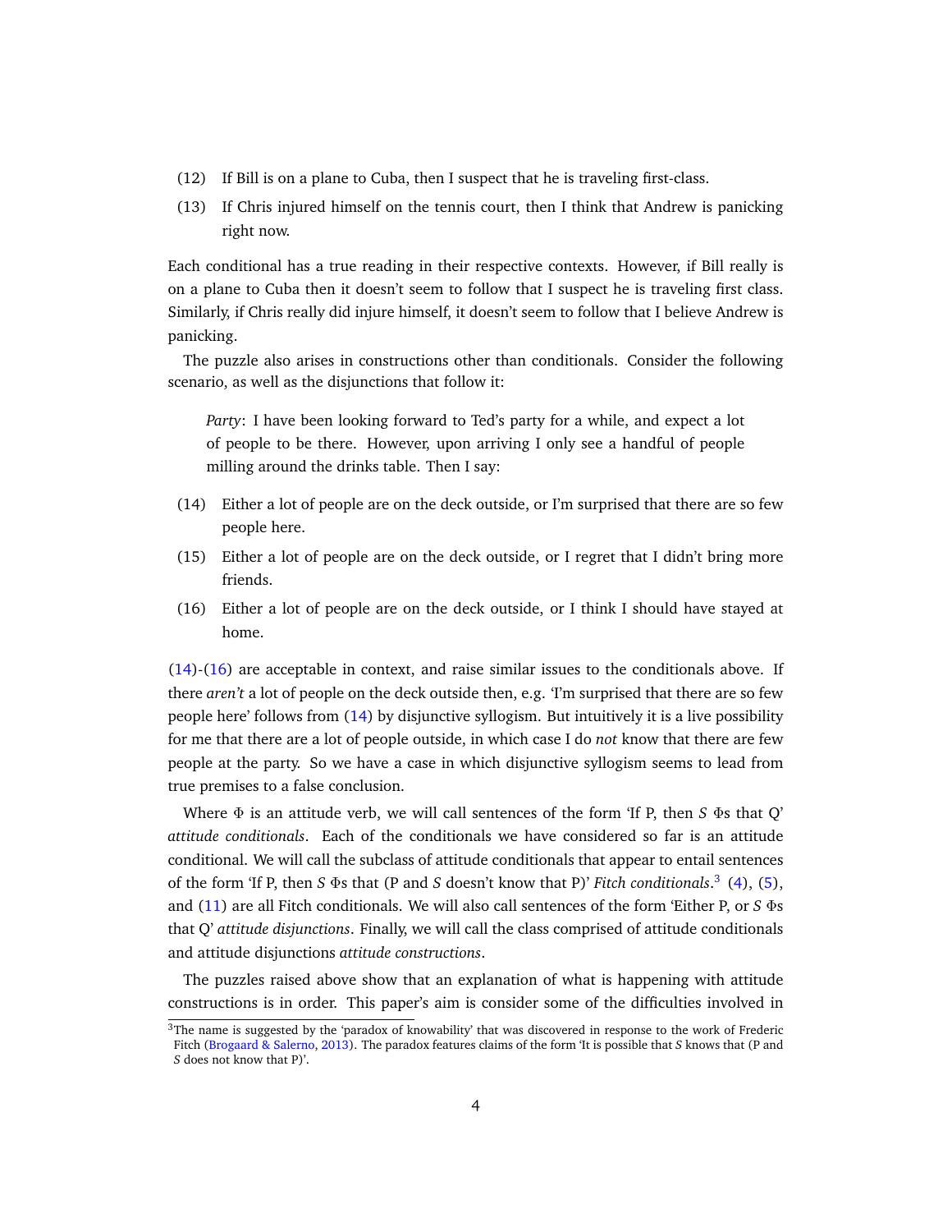(12) If Bill is on a plane to Cuba, then I suspect that he is traveling first-class.

(13) If Chris injured himself on the tennis court, then I think that Andrew is panicking right now.

Each conditional has a true reading in their respective contexts. However, if Bill really is on a plane to Cuba then it doesn't seem to follow that I suspect he is traveling first class. Similarly, if Chris really did injure himself, it doesn't seem to follow that I believe Andrew is panicking.

The puzzle also arises in constructions other than conditionals. Consider the following scenario, as well as the disjunctions that follow it:

> *Party*: I have been looking forward to Ted's party for a while, and expect a lot of people to be there. However, upon arriving I only see a handful of people milling around the drinks table. Then I say:

(14) Either a lot of people are on the deck outside, or I'm surprised that there are so few people here.

(15) Either a lot of people are on the deck outside, or I regret that I didn't bring more friends.

(16) Either a lot of people are on the deck outside, or I think I should have stayed at home.

(14)-(16) are acceptable in context, and raise similar issues to the conditionals above. If there *aren't* a lot of people on the deck outside then, e.g. 'I'm surprised that there are so few people here' follows from (14) by disjunctive syllogism. But intuitively it is a live possibility for me that there are a lot of people outside, in which case I do *not* know that there are few people at the party. So we have a case in which disjunctive syllogism seems to lead from true premises to a false conclusion.

Where $\Phi$ is an attitude verb, we will call sentences of the form 'If P, then *S* $\Phi$s that Q' *attitude conditionals*. Each of the conditionals we have considered so far is an attitude conditional. We will call the subclass of attitude conditionals that appear to entail sentences of the form 'If P, then *S* $\Phi$s that (P and *S* doesn't know that P)' *Fitch conditionals*.[3] (4), (5), and (11) are all Fitch conditionals. We will also call sentences of the form 'Either P, or *S* $\Phi$s that Q' *attitude disjunctions*. Finally, we will call the class comprised of attitude conditionals and attitude disjunctions *attitude constructions*.

The puzzles raised above show that an explanation of what is happening with attitude constructions is in order. This paper's aim is consider some of the difficulties involved in

[3]The name is suggested by the 'paradox of knowability' that was discovered in response to the work of Frederic Fitch (Brogaard & Salerno, 2013). The paradox features claims of the form 'It is possible that *S* knows that (P and *S* does not know that P)'.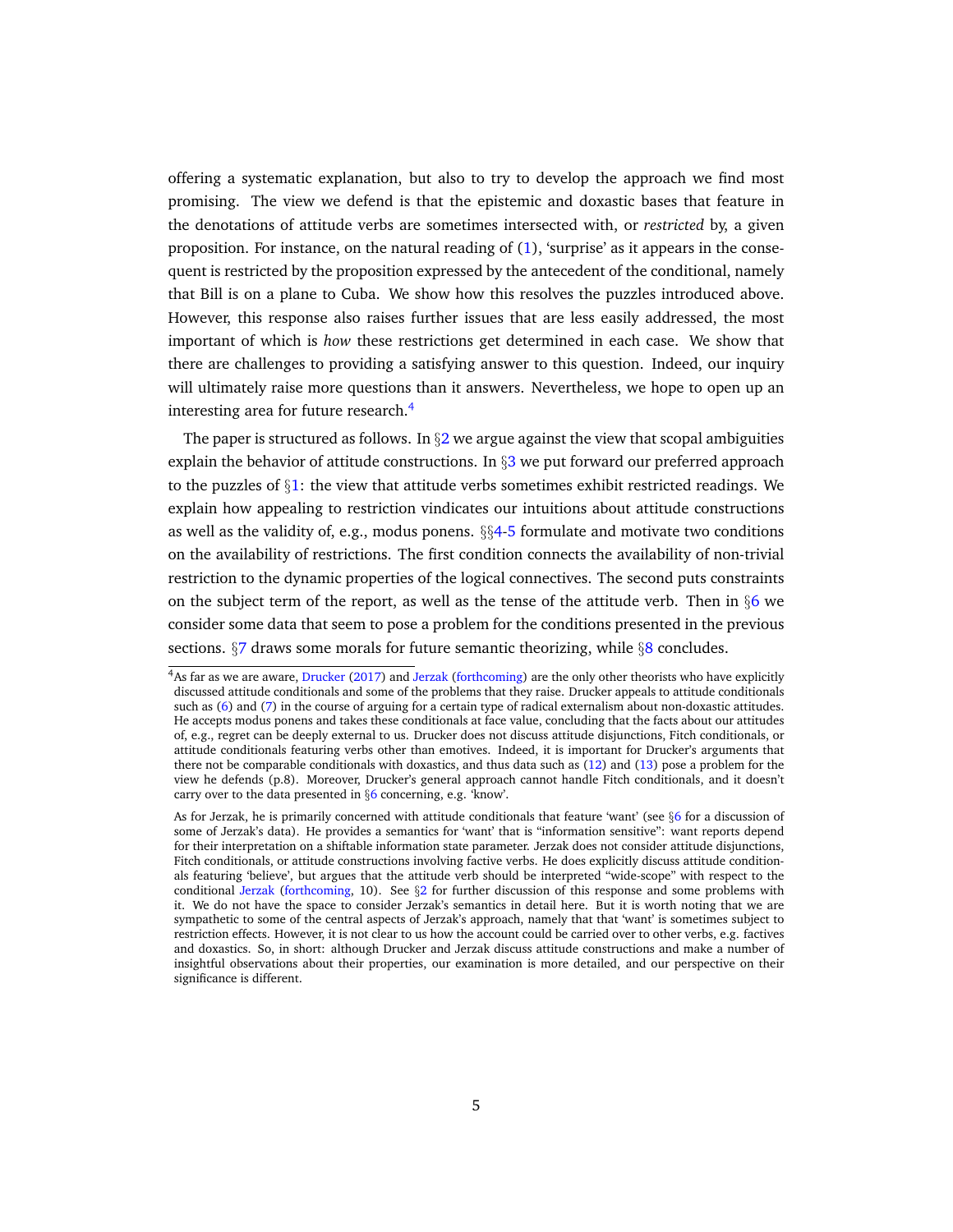offering a systematic explanation, but also to try to develop the approach we find most promising. The view we defend is that the epistemic and doxastic bases that feature in the denotations of attitude verbs are sometimes intersected with, or *restricted* by, a given proposition. For instance, on the natural reading of (1), 'surprise' as it appears in the consequent is restricted by the proposition expressed by the antecedent of the conditional, namely that Bill is on a plane to Cuba. We show how this resolves the puzzles introduced above. However, this response also raises further issues that are less easily addressed, the most important of which is *how* these restrictions get determined in each case. We show that there are challenges to providing a satisfying answer to this question. Indeed, our inquiry will ultimately raise more questions than it answers. Nevertheless, we hope to open up an interesting area for future research.[4]

The paper is structured as follows. In §2 we argue against the view that scopal ambiguities explain the behavior of attitude constructions. In §3 we put forward our preferred approach to the puzzles of §1: the view that attitude verbs sometimes exhibit restricted readings. We explain how appealing to restriction vindicates our intuitions about attitude constructions as well as the validity of, e.g., modus ponens. §§4-5 formulate and motivate two conditions on the availability of restrictions. The first condition connects the availability of non-trivial restriction to the dynamic properties of the logical connectives. The second puts constraints on the subject term of the report, as well as the tense of the attitude verb. Then in §6 we consider some data that seem to pose a problem for the conditions presented in the previous sections. §7 draws some morals for future semantic theorizing, while §8 concludes.

---

[4]As far as we are aware, Drucker (2017) and Jerzak (forthcoming) are the only other theorists who have explicitly discussed attitude conditionals and some of the problems that they raise. Drucker appeals to attitude conditionals such as (6) and (7) in the course of arguing for a certain type of radical externalism about non-doxastic attitudes. He accepts modus ponens and takes these conditionals at face value, concluding that the facts about our attitudes of, e.g., regret can be deeply external to us. Drucker does not discuss attitude disjunctions, Fitch conditionals, or attitude conditionals featuring verbs other than emotives. Indeed, it is important for Drucker's arguments that there not be comparable conditionals with doxastics, and thus data such as (12) and (13) pose a problem for the view he defends (p.8). Moreover, Drucker's general approach cannot handle Fitch conditionals, and it doesn't carry over to the data presented in §6 concerning, e.g. 'know'.

As for Jerzak, he is primarily concerned with attitude conditionals that feature 'want' (see §6 for a discussion of some of Jerzak's data). He provides a semantics for 'want' that is "information sensitive": want reports depend for their interpretation on a shiftable information state parameter. Jerzak does not consider attitude disjunctions, Fitch conditionals, or attitude constructions involving factive verbs. He does explicitly discuss attitude conditionals featuring 'believe', but argues that the attitude verb should be interpreted "wide-scope" with respect to the conditional Jerzak (forthcoming, 10). See §2 for further discussion of this response and some problems with it. We do not have the space to consider Jerzak's semantics in detail here. But it is worth noting that we are sympathetic to some of the central aspects of Jerzak's approach, namely that that 'want' is sometimes subject to restriction effects. However, it is not clear to us how the account could be carried over to other verbs, e.g. factives and doxastics. So, in short: although Drucker and Jerzak discuss attitude constructions and make a number of insightful observations about their properties, our examination is more detailed, and our perspective on their significance is different.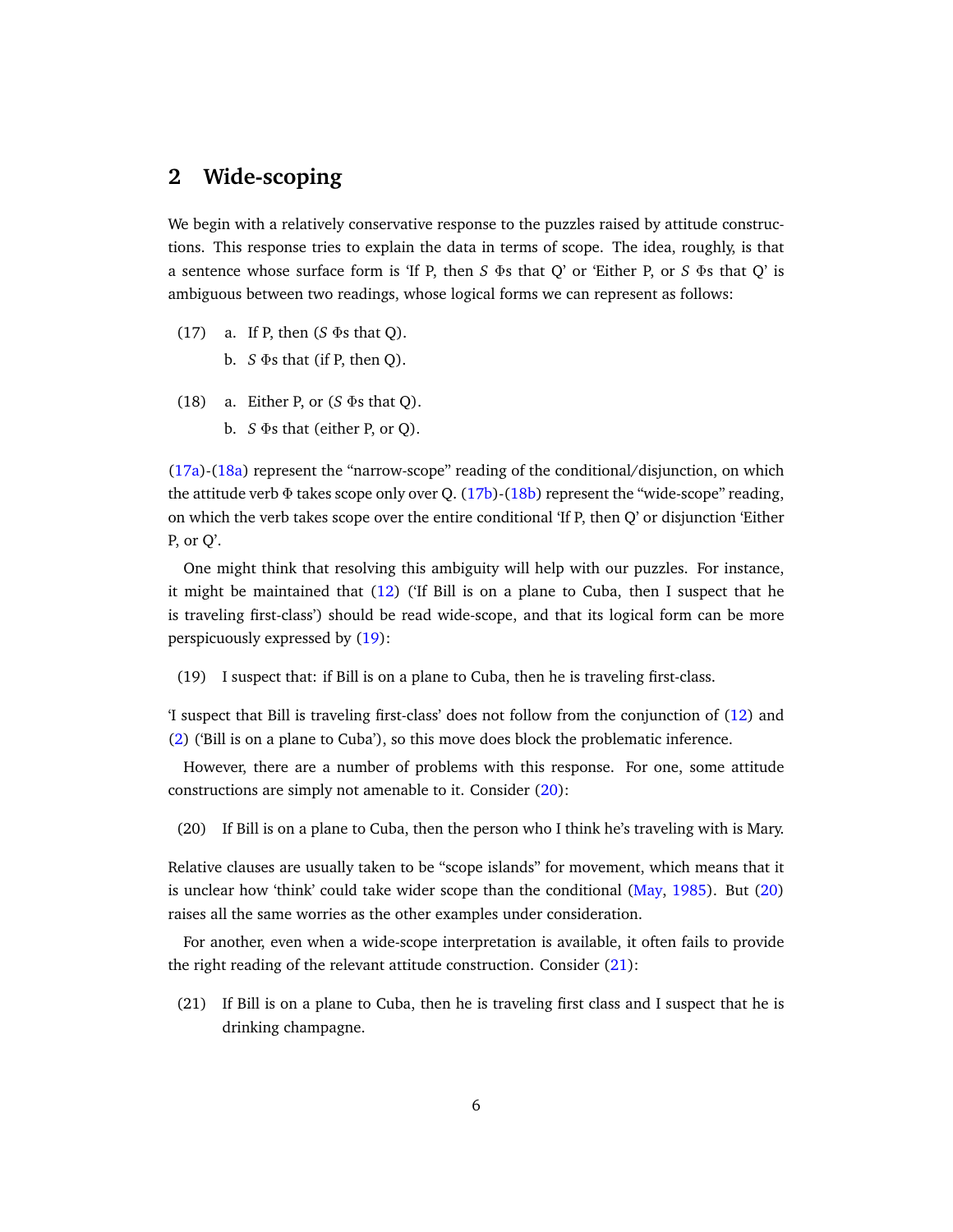## 2 Wide-scoping

We begin with a relatively conservative response to the puzzles raised by attitude constructions. This response tries to explain the data in terms of scope. The idea, roughly, is that a sentence whose surface form is 'If P, then *S* $\Phi$s that Q' or 'Either P, or *S* $\Phi$s that Q' is ambiguous between two readings, whose logical forms we can represent as follows:

(17) a. If P, then (*S* $\Phi$s that Q).

b. *S* $\Phi$s that (if P, then Q).

(18) a. Either P, or (*S* $\Phi$s that Q).

b. *S* $\Phi$s that (either P, or Q).

(17a)-(18a) represent the "narrow-scope" reading of the conditional/disjunction, on which the attitude verb $\Phi$ takes scope only over Q. (17b)-(18b) represent the "wide-scope" reading, on which the verb takes scope over the entire conditional 'If P, then Q' or disjunction 'Either P, or Q'.

One might think that resolving this ambiguity will help with our puzzles. For instance, it might be maintained that (12) ('If Bill is on a plane to Cuba, then I suspect that he is traveling first-class') should be read wide-scope, and that its logical form can be more perspicuously expressed by (19):

(19) I suspect that: if Bill is on a plane to Cuba, then he is traveling first-class.

'I suspect that Bill is traveling first-class' does not follow from the conjunction of (12) and (2) ('Bill is on a plane to Cuba'), so this move does block the problematic inference.

However, there are a number of problems with this response. For one, some attitude constructions are simply not amenable to it. Consider (20):

(20) If Bill is on a plane to Cuba, then the person who I think he's traveling with is Mary.

Relative clauses are usually taken to be "scope islands" for movement, which means that it is unclear how 'think' could take wider scope than the conditional (May, 1985). But (20) raises all the same worries as the other examples under consideration.

For another, even when a wide-scope interpretation is available, it often fails to provide the right reading of the relevant attitude construction. Consider (21):

(21) If Bill is on a plane to Cuba, then he is traveling first class and I suspect that he is drinking champagne.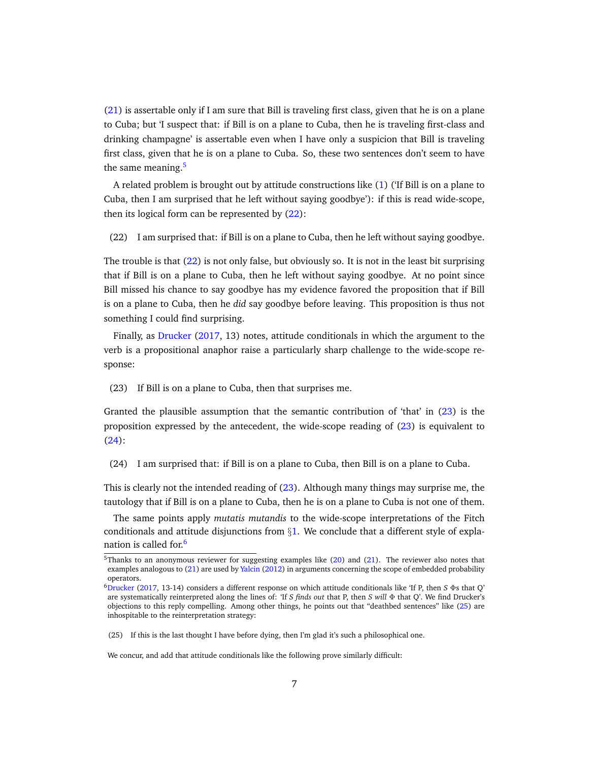(21) is assertable only if I am sure that Bill is traveling first class, given that he is on a plane to Cuba; but 'I suspect that: if Bill is on a plane to Cuba, then he is traveling first-class and drinking champagne' is assertable even when I have only a suspicion that Bill is traveling first class, given that he is on a plane to Cuba. So, these two sentences don't seem to have the same meaning.[5]

A related problem is brought out by attitude constructions like (1) ('If Bill is on a plane to Cuba, then I am surprised that he left without saying goodbye'): if this is read wide-scope, then its logical form can be represented by (22):

(22) I am surprised that: if Bill is on a plane to Cuba, then he left without saying goodbye.

The trouble is that (22) is not only false, but obviously so. It is not in the least bit surprising that if Bill is on a plane to Cuba, then he left without saying goodbye. At no point since Bill missed his chance to say goodbye has my evidence favored the proposition that if Bill is on a plane to Cuba, then he *did* say goodbye before leaving. This proposition is thus not something I could find surprising.

Finally, as Drucker (2017, 13) notes, attitude conditionals in which the argument to the verb is a propositional anaphor raise a particularly sharp challenge to the wide-scope response:

(23) If Bill is on a plane to Cuba, then that surprises me.

Granted the plausible assumption that the semantic contribution of 'that' in (23) is the proposition expressed by the antecedent, the wide-scope reading of (23) is equivalent to (24):

(24) I am surprised that: if Bill is on a plane to Cuba, then Bill is on a plane to Cuba.

This is clearly not the intended reading of (23). Although many things may surprise me, the tautology that if Bill is on a plane to Cuba, then he is on a plane to Cuba is not one of them.

The same points apply *mutatis mutandis* to the wide-scope interpretations of the Fitch conditionals and attitude disjunctions from §1. We conclude that a different style of explanation is called for.[6]

---

[5] Thanks to an anonymous reviewer for suggesting examples like (20) and (21). The reviewer also notes that examples analogous to (21) are used by Yalcin (2012) in arguments concerning the scope of embedded probability operators.

[6] Drucker (2017, 13-14) considers a different response on which attitude conditionals like 'If P, then *S* $\Phi$s that Q' are systematically reinterpreted along the lines of: 'If *S finds out* that P, then *S will* $\Phi$ that Q'. We find Drucker's objections to this reply compelling. Among other things, he points out that "deathbed sentences" like (25) are inhospitable to the reinterpretation strategy:

(25) If this is the last thought I have before dying, then I'm glad it's such a philosophical one.

We concur, and add that attitude conditionals like the following prove similarly difficult: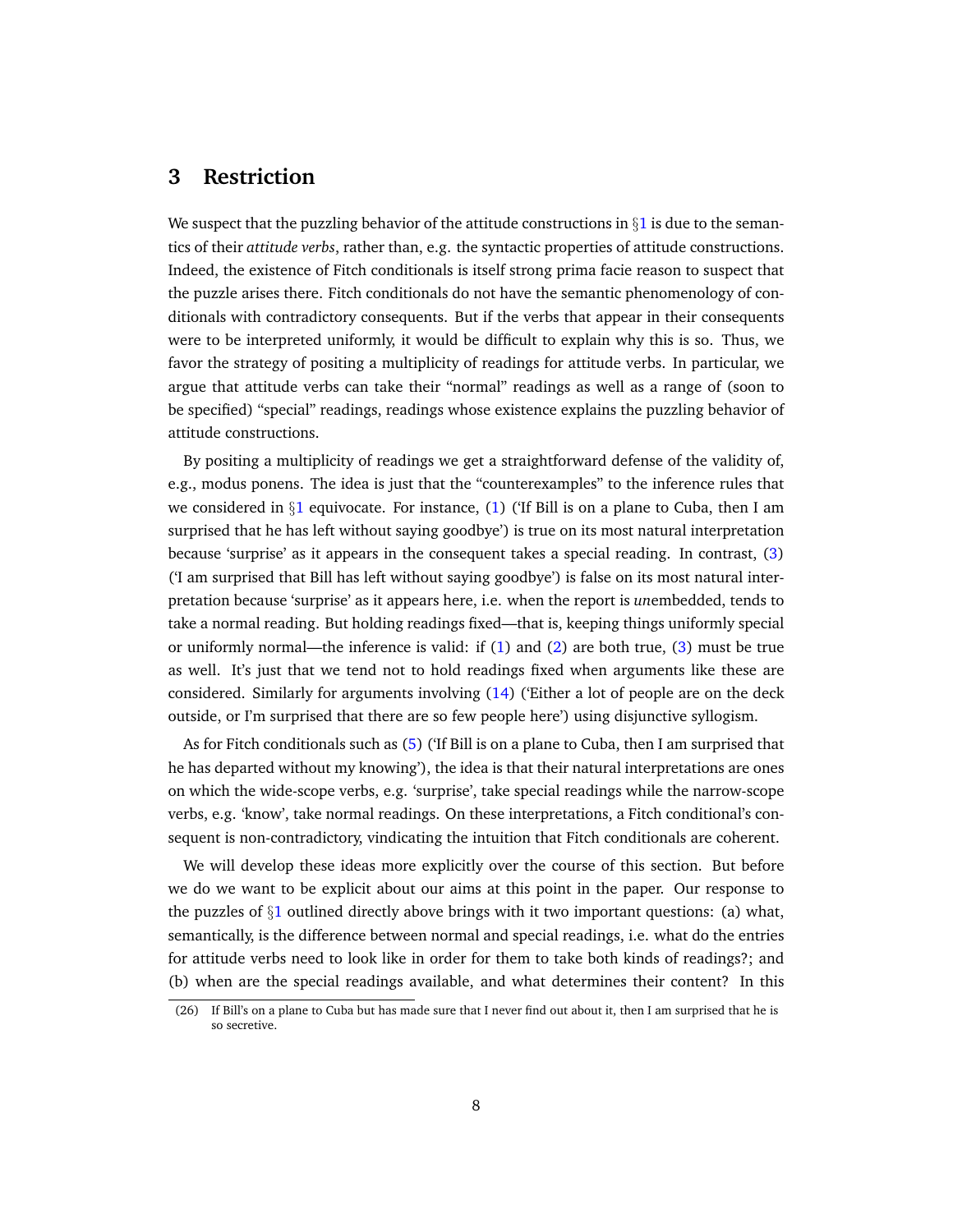## 3 Restriction

We suspect that the puzzling behavior of the attitude constructions in §1 is due to the semantics of their *attitude verbs*, rather than, e.g. the syntactic properties of attitude constructions. Indeed, the existence of Fitch conditionals is itself strong prima facie reason to suspect that the puzzle arises there. Fitch conditionals do not have the semantic phenomenology of conditionals with contradictory consequents. But if the verbs that appear in their consequents were to be interpreted uniformly, it would be difficult to explain why this is so. Thus, we favor the strategy of positing a multiplicity of readings for attitude verbs. In particular, we argue that attitude verbs can take their "normal" readings as well as a range of (soon to be specified) "special" readings, readings whose existence explains the puzzling behavior of attitude constructions.

By positing a multiplicity of readings we get a straightforward defense of the validity of, e.g., modus ponens. The idea is just that the "counterexamples" to the inference rules that we considered in §1 equivocate. For instance, (1) ('If Bill is on a plane to Cuba, then I am surprised that he has left without saying goodbye') is true on its most natural interpretation because 'surprise' as it appears in the consequent takes a special reading. In contrast, (3) ('I am surprised that Bill has left without saying goodbye') is false on its most natural interpretation because 'surprise' as it appears here, i.e. when the report is *un*embedded, tends to take a normal reading. But holding readings fixed—that is, keeping things uniformly special or uniformly normal—the inference is valid: if (1) and (2) are both true, (3) must be true as well. It's just that we tend not to hold readings fixed when arguments like these are considered. Similarly for arguments involving (14) ('Either a lot of people are on the deck outside, or I'm surprised that there are so few people here') using disjunctive syllogism.

As for Fitch conditionals such as (5) ('If Bill is on a plane to Cuba, then I am surprised that he has departed without my knowing'), the idea is that their natural interpretations are ones on which the wide-scope verbs, e.g. 'surprise', take special readings while the narrow-scope verbs, e.g. 'know', take normal readings. On these interpretations, a Fitch conditional's consequent is non-contradictory, vindicating the intuition that Fitch conditionals are coherent.

We will develop these ideas more explicitly over the course of this section. But before we do we want to be explicit about our aims at this point in the paper. Our response to the puzzles of §1 outlined directly above brings with it two important questions: (a) what, semantically, is the difference between normal and special readings, i.e. what do the entries for attitude verbs need to look like in order for them to take both kinds of readings?; and (b) when are the special readings available, and what determines their content? In this

(26) If Bill's on a plane to Cuba but has made sure that I never find out about it, then I am surprised that he is so secretive.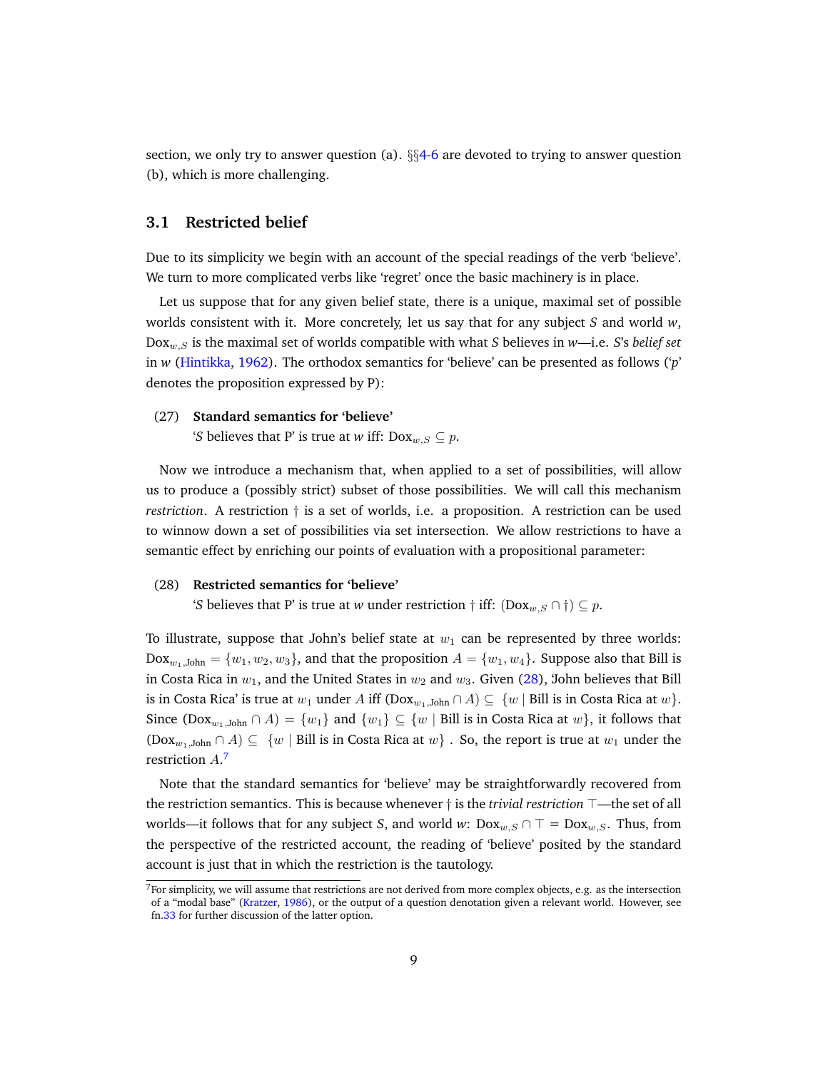section, we only try to answer question (a). §§4-6 are devoted to trying to answer question (b), which is more challenging.

## 3.1 Restricted belief

Due to its simplicity we begin with an account of the special readings of the verb 'believe'. We turn to more complicated verbs like 'regret' once the basic machinery is in place.

Let us suppose that for any given belief state, there is a unique, maximal set of possible worlds consistent with it. More concretely, let us say that for any subject *S* and world *w*, $\text{Dox}_{w,S}$ is the maximal set of worlds compatible with what *S* believes in *w*—i.e. *S*'s *belief set* in *w* (Hintikka, 1962). The orthodox semantics for 'believe' can be presented as follows ('*p*' denotes the proposition expressed by P):

(27) **Standard semantics for 'believe'**
'*S* believes that P' is true at *w* iff: $\text{Dox}_{w,S} \subseteq p$.

Now we introduce a mechanism that, when applied to a set of possibilities, will allow us to produce a (possibly strict) subset of those possibilities. We will call this mechanism *restriction*. A restriction † is a set of worlds, i.e. a proposition. A restriction can be used to winnow down a set of possibilities via set intersection. We allow restrictions to have a semantic effect by enriching our points of evaluation with a propositional parameter:

(28) **Restricted semantics for 'believe'**
'*S* believes that P' is true at *w* under restriction † iff: $(\text{Dox}_{w,S} \cap \dagger) \subseteq p$.

To illustrate, suppose that John's belief state at $w_1$ can be represented by three worlds: $\text{Dox}_{w_1,\text{John}} = \{w_1, w_2, w_3\}$, and that the proposition $A = \{w_1, w_4\}$. Suppose also that Bill is in Costa Rica in $w_1$, and the United States in $w_2$ and $w_3$. Given (28), 'John believes that Bill is in Costa Rica' is true at $w_1$ under $A$ iff $(\text{Dox}_{w_1,\text{John}} \cap A) \subseteq \{w \mid \text{Bill is in Costa Rica at } w\}$. Since $(\text{Dox}_{w_1,\text{John}} \cap A) = \{w_1\}$ and $\{w_1\} \subseteq \{w \mid \text{Bill is in Costa Rica at } w\}$, it follows that $(\text{Dox}_{w_1,\text{John}} \cap A) \subseteq \{w \mid \text{Bill is in Costa Rica at } w\}$. So, the report is true at $w_1$ under the restriction $A$.[7]

Note that the standard semantics for 'believe' may be straightforwardly recovered from the restriction semantics. This is because whenever † is the *trivial restriction* ⊤—the set of all worlds—it follows that for any subject *S*, and world *w*: $\text{Dox}_{w,S} \cap \top = \text{Dox}_{w,S}$. Thus, from the perspective of the restricted account, the reading of 'believe' posited by the standard account is just that in which the restriction is the tautology.

[7] For simplicity, we will assume that restrictions are not derived from more complex objects, e.g. as the intersection of a "modal base" (Kratzer, 1986), or the output of a question denotation given a relevant world. However, see fn.33 for further discussion of the latter option.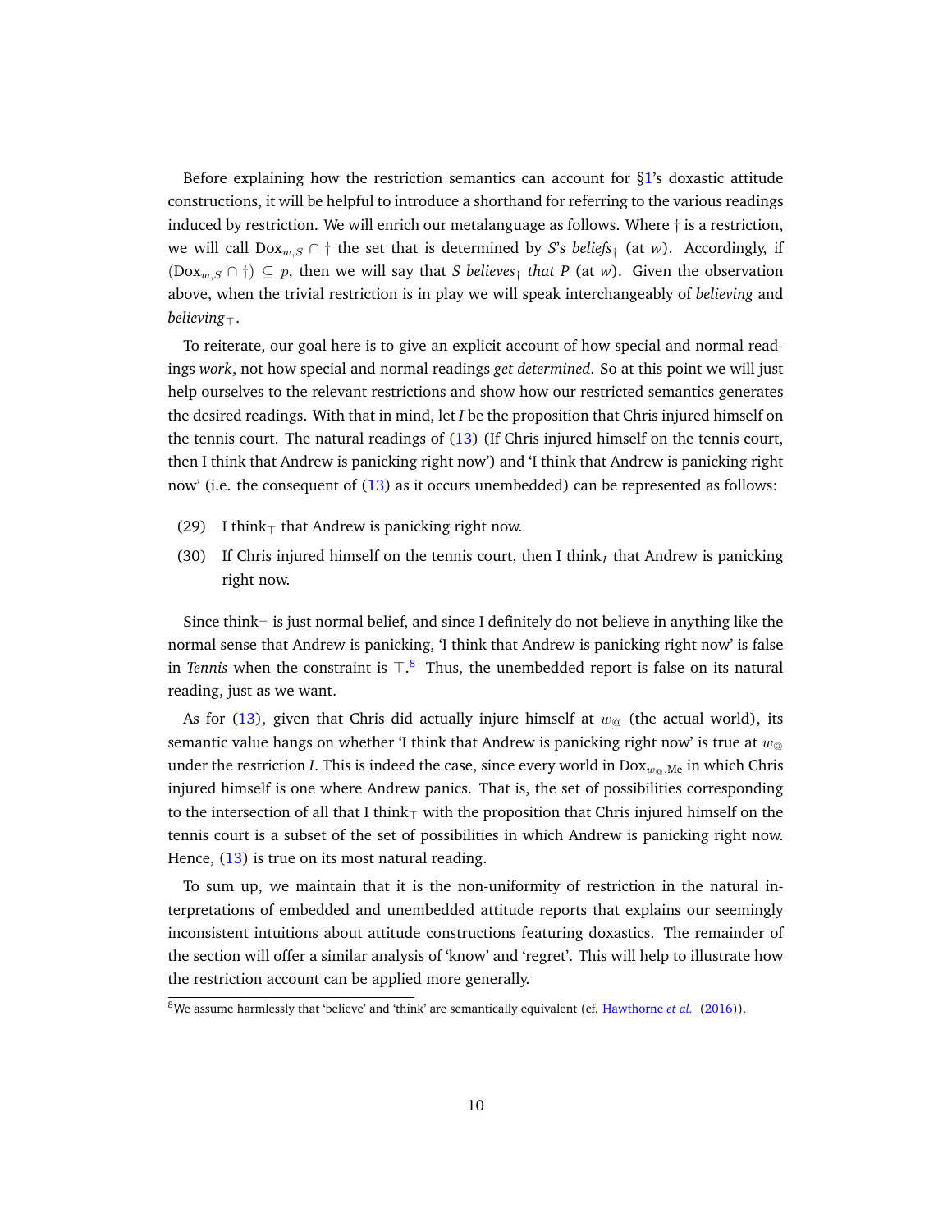Before explaining how the restriction semantics can account for §1's doxastic attitude constructions, it will be helpful to introduce a shorthand for referring to the various readings induced by restriction. We will enrich our metalanguage as follows. Where † is a restriction, we will call $\text{Dox}_{w,S} \cap \dagger$ the set that is determined by *S*'s *beliefs*$_\dagger$ (at *w*). Accordingly, if $(\text{Dox}_{w,S} \cap \dagger) \subseteq p$, then we will say that *S believes*$_\dagger$ *that P* (at *w*). Given the observation above, when the trivial restriction is in play we will speak interchangeably of *believing* and *believing*$_\top$.

To reiterate, our goal here is to give an explicit account of how special and normal readings *work*, not how special and normal readings *get determined*. So at this point we will just help ourselves to the relevant restrictions and show how our restricted semantics generates the desired readings. With that in mind, let *I* be the proposition that Chris injured himself on the tennis court. The natural readings of (13) (If Chris injured himself on the tennis court, then I think that Andrew is panicking right now') and 'I think that Andrew is panicking right now' (i.e. the consequent of (13) as it occurs unembedded) can be represented as follows:

(29) I think$_\top$ that Andrew is panicking right now.

(30) If Chris injured himself on the tennis court, then I think$_I$ that Andrew is panicking right now.

Since think$_\top$ is just normal belief, and since I definitely do not believe in anything like the normal sense that Andrew is panicking, 'I think that Andrew is panicking right now' is false in *Tennis* when the constraint is $\top$.[8] Thus, the unembedded report is false on its natural reading, just as we want.

As for (13), given that Chris did actually injure himself at $w_@$ (the actual world), its semantic value hangs on whether 'I think that Andrew is panicking right now' is true at $w_@$ under the restriction *I*. This is indeed the case, since every world in $\text{Dox}_{w_@,\text{Me}}$ in which Chris injured himself is one where Andrew panics. That is, the set of possibilities corresponding to the intersection of all that I think$_\top$ with the proposition that Chris injured himself on the tennis court is a subset of the set of possibilities in which Andrew is panicking right now. Hence, (13) is true on its most natural reading.

To sum up, we maintain that it is the non-uniformity of restriction in the natural interpretations of embedded and unembedded attitude reports that explains our seemingly inconsistent intuitions about attitude constructions featuring doxastics. The remainder of the section will offer a similar analysis of 'know' and 'regret'. This will help to illustrate how the restriction account can be applied more generally.

[8] We assume harmlessly that 'believe' and 'think' are semantically equivalent (cf. Hawthorne *et al.* (2016)).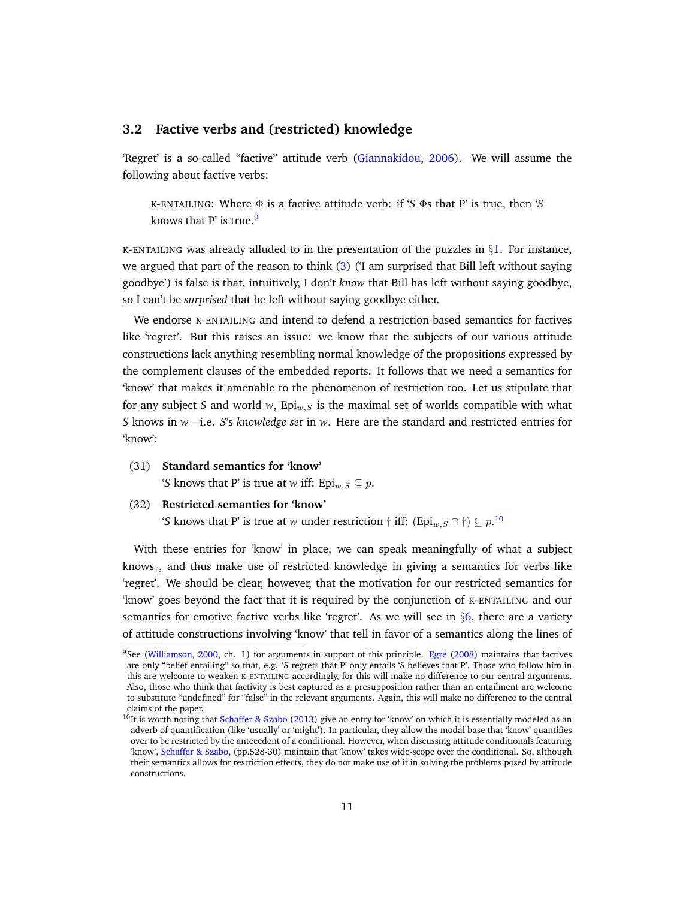### 3.2 Factive verbs and (restricted) knowledge

'Regret' is a so-called "factive" attitude verb (Giannakidou, 2006). We will assume the following about factive verbs:

> K-ENTAILING: Where $\Phi$ is a factive attitude verb: if '*S* $\Phi$s that P' is true, then '*S* knows that P' is true.[9]

K-ENTAILING was already alluded to in the presentation of the puzzles in §1. For instance, we argued that part of the reason to think (3) ('I am surprised that Bill left without saying goodbye') is false is that, intuitively, I don't *know* that Bill has left without saying goodbye, so I can't be *surprised* that he left without saying goodbye either.

We endorse K-ENTAILING and intend to defend a restriction-based semantics for factives like 'regret'. But this raises an issue: we know that the subjects of our various attitude constructions lack anything resembling normal knowledge of the propositions expressed by the complement clauses of the embedded reports. It follows that we need a semantics for 'know' that makes it amenable to the phenomenon of restriction too. Let us stipulate that for any subject *S* and world *w*, $\text{Epi}_{w,S}$ is the maximal set of worlds compatible with what *S* knows in *w*—i.e. *S*'s *knowledge set* in *w*. Here are the standard and restricted entries for 'know':

(31) **Standard semantics for 'know'**
'*S* knows that P' is true at *w* iff: $\text{Epi}_{w,S} \subseteq p$.

(32) **Restricted semantics for 'know'**
'*S* knows that P' is true at *w* under restriction † iff: $(\text{Epi}_{w,S} \cap \dagger) \subseteq p$.[10]

With these entries for 'know' in place, we can speak meaningfully of what a subject knows$_{\dagger}$, and thus make use of restricted knowledge in giving a semantics for verbs like 'regret'. We should be clear, however, that the motivation for our restricted semantics for 'know' goes beyond the fact that it is required by the conjunction of K-ENTAILING and our semantics for emotive factive verbs like 'regret'. As we will see in §6, there are a variety of attitude constructions involving 'know' that tell in favor of a semantics along the lines of

---

[9] See (Williamson, 2000, ch. 1) for arguments in support of this principle. Egré (2008) maintains that factives are only "belief entailing" so that, e.g. '*S* regrets that P' only entails '*S* believes that P'. Those who follow him in this are welcome to weaken K-ENTAILING accordingly, for this will make no difference to our central arguments. Also, those who think that factivity is best captured as a presupposition rather than an entailment are welcome to substitute "undefined" for "false" in the relevant arguments. Again, this will make no difference to the central claims of the paper.

[10] It is worth noting that Schaffer & Szabo (2013) give an entry for 'know' on which it is essentially modeled as an adverb of quantification (like 'usually' or 'might'). In particular, they allow the modal base that 'know' quantifies over to be restricted by the antecedent of a conditional. However, when discussing attitude conditionals featuring 'know', Schaffer & Szabo, (pp.528-30) maintain that 'know' takes wide-scope over the conditional. So, although their semantics allows for restriction effects, they do not make use of it in solving the problems posed by attitude constructions.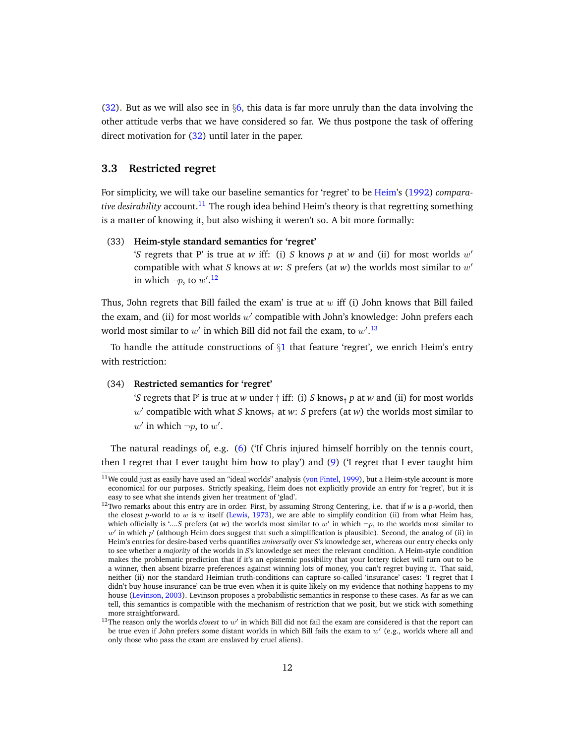(32). But as we will also see in §6, this data is far more unruly than the data involving the other attitude verbs that we have considered so far. We thus postpone the task of offering direct motivation for (32) until later in the paper.

### 3.3 Restricted regret

For simplicity, we will take our baseline semantics for 'regret' to be Heim's (1992) *comparative desirability* account.[11] The rough idea behind Heim's theory is that regretting something is a matter of knowing it, but also wishing it weren't so. A bit more formally:

(33) **Heim-style standard semantics for 'regret'**
'*S* regrets that P' is true at *w* iff: (i) *S* knows *p* at *w* and (ii) for most worlds $w'$ compatible with what *S* knows at *w*: *S* prefers (at *w*) the worlds most similar to $w'$ in which $\neg p$, to $w'$.[12]

Thus, 'John regrets that Bill failed the exam' is true at $w$ iff (i) John knows that Bill failed the exam, and (ii) for most worlds $w'$ compatible with John's knowledge: John prefers each world most similar to $w'$ in which Bill did not fail the exam, to $w'$.[13]

To handle the attitude constructions of §1 that feature 'regret', we enrich Heim's entry with restriction:

(34) **Restricted semantics for 'regret'**
'*S* regrets that P' is true at *w* under † iff: (i) *S* knows$_\dagger$ *p* at *w* and (ii) for most worlds $w'$ compatible with what *S* knows$_\dagger$ at *w*: *S* prefers (at *w*) the worlds most similar to $w'$ in which $\neg p$, to $w'$.

The natural readings of, e.g. (6) ('If Chris injured himself horribly on the tennis court, then I regret that I ever taught him how to play') and (9) ('I regret that I ever taught him

---

[11] We could just as easily have used an "ideal worlds" analysis (von Fintel, 1999), but a Heim-style account is more economical for our purposes. Strictly speaking, Heim does not explicitly provide an entry for 'regret', but it is easy to see what she intends given her treatment of 'glad'.

[12] Two remarks about this entry are in order. First, by assuming Strong Centering, i.e. that if *w* is a *p*-world, then the closest *p*-world to $w$ is $w$ itself (Lewis, 1973), we are able to simplify condition (ii) from what Heim has, which officially is '....*S* prefers (at *w*) the worlds most similar to $w'$ in which $\neg p$, to the worlds most similar to $w'$ in which *p*' (although Heim does suggest that such a simplification is plausible). Second, the analog of (ii) in Heim's entries for desire-based verbs quantifies *universally* over *S*'s knowledge set, whereas our entry checks only to see whether a *majority* of the worlds in *S*'s knowledge set meet the relevant condition. A Heim-style condition makes the problematic prediction that if it's an epistemic possibility that your lottery ticket will turn out to be a winner, then absent bizarre preferences against winning lots of money, you can't regret buying it. That said, neither (ii) nor the standard Heimian truth-conditions can capture so-called 'insurance' cases: 'I regret that I didn't buy house insurance' can be true even when it is quite likely on my evidence that nothing happens to my house (Levinson, 2003). Levinson proposes a probabilistic semantics in response to these cases. As far as we can tell, this semantics is compatible with the mechanism of restriction that we posit, but we stick with something more straightforward.

[13] The reason only the worlds *closest* to $w'$ in which Bill did not fail the exam are considered is that the report can be true even if John prefers some distant worlds in which Bill fails the exam to $w'$ (e.g., worlds where all and only those who pass the exam are enslaved by cruel aliens).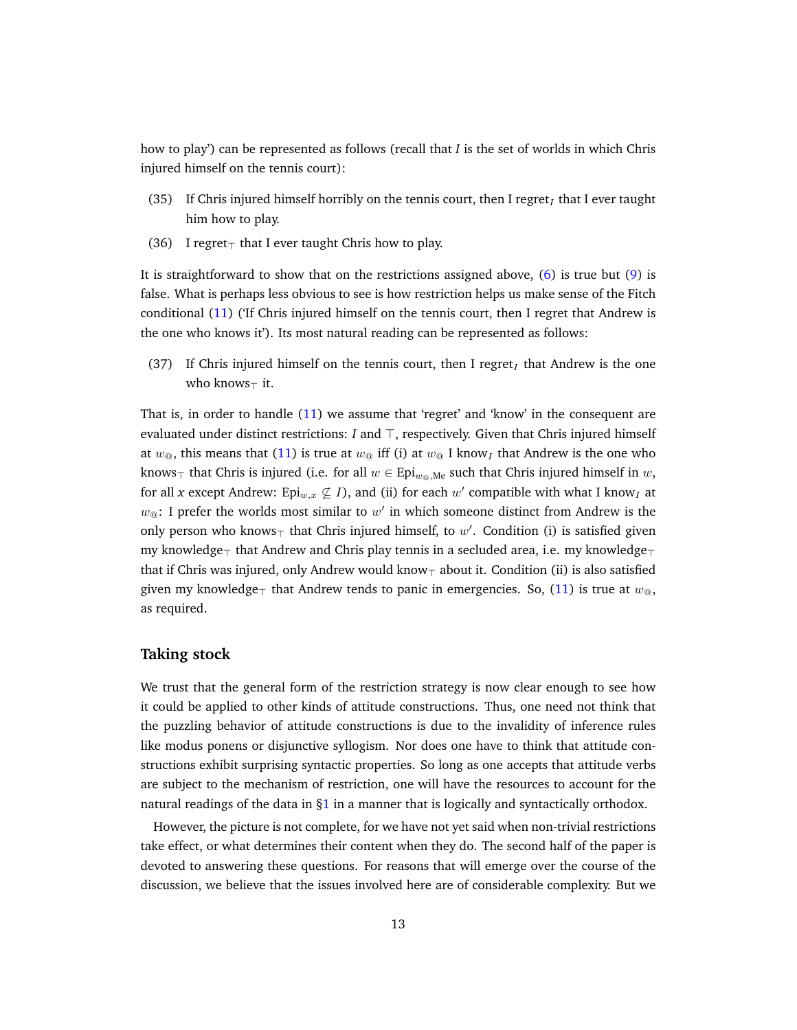how to play') can be represented as follows (recall that *I* is the set of worlds in which Chris injured himself on the tennis court):

(35) If Chris injured himself horribly on the tennis court, then I regret$_I$ that I ever taught him how to play.

(36) I regret$_\top$ that I ever taught Chris how to play.

It is straightforward to show that on the restrictions assigned above, (6) is true but (9) is false. What is perhaps less obvious to see is how restriction helps us make sense of the Fitch conditional (11) ('If Chris injured himself on the tennis court, then I regret that Andrew is the one who knows it'). Its most natural reading can be represented as follows:

(37) If Chris injured himself on the tennis court, then I regret$_I$ that Andrew is the one who knows$_\top$ it.

That is, in order to handle (11) we assume that 'regret' and 'know' in the consequent are evaluated under distinct restrictions: *I* and $\top$, respectively. Given that Chris injured himself at $w_@$, this means that (11) is true at $w_@$ iff (i) at $w_@$ I know$_I$ that Andrew is the one who knows$_\top$ that Chris is injured (i.e. for all $w \in \text{Epi}_{w_@,\text{Me}}$ such that Chris injured himself in $w$, for all *x* except Andrew: $\text{Epi}_{w,x} \not\subseteq I$), and (ii) for each $w'$ compatible with what I know$_I$ at $w_@$: I prefer the worlds most similar to $w'$ in which someone distinct from Andrew is the only person who knows$_\top$ that Chris injured himself, to $w'$. Condition (i) is satisfied given my knowledge$_\top$ that Andrew and Chris play tennis in a secluded area, i.e. my knowledge$_\top$ that if Chris was injured, only Andrew would know$_\top$ about it. Condition (ii) is also satisfied given my knowledge$_\top$ that Andrew tends to panic in emergencies. So, (11) is true at $w_@$, as required.

## Taking stock

We trust that the general form of the restriction strategy is now clear enough to see how it could be applied to other kinds of attitude constructions. Thus, one need not think that the puzzling behavior of attitude constructions is due to the invalidity of inference rules like modus ponens or disjunctive syllogism. Nor does one have to think that attitude constructions exhibit surprising syntactic properties. So long as one accepts that attitude verbs are subject to the mechanism of restriction, one will have the resources to account for the natural readings of the data in §1 in a manner that is logically and syntactically orthodox.

However, the picture is not complete, for we have not yet said when non-trivial restrictions take effect, or what determines their content when they do. The second half of the paper is devoted to answering these questions. For reasons that will emerge over the course of the discussion, we believe that the issues involved here are of considerable complexity. But we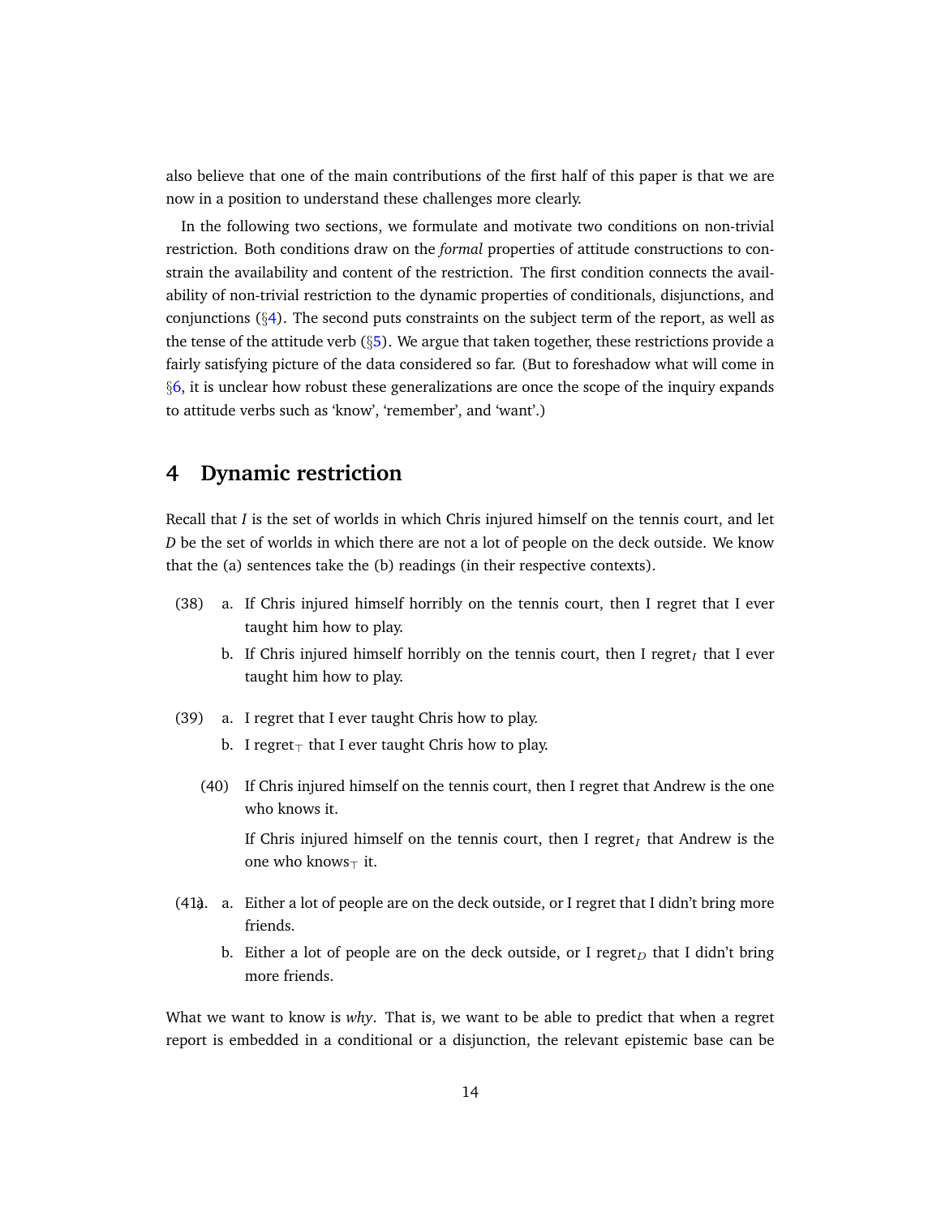also believe that one of the main contributions of the first half of this paper is that we are now in a position to understand these challenges more clearly.

In the following two sections, we formulate and motivate two conditions on non-trivial restriction. Both conditions draw on the *formal* properties of attitude constructions to constrain the availability and content of the restriction. The first condition connects the availability of non-trivial restriction to the dynamic properties of conditionals, disjunctions, and conjunctions (§4). The second puts constraints on the subject term of the report, as well as the tense of the attitude verb (§5). We argue that taken together, these restrictions provide a fairly satisfying picture of the data considered so far. (But to foreshadow what will come in §6, it is unclear how robust these generalizations are once the scope of the inquiry expands to attitude verbs such as 'know', 'remember', and 'want'.)

## 4 Dynamic restriction

Recall that $I$ is the set of worlds in which Chris injured himself on the tennis court, and let $D$ be the set of worlds in which there are not a lot of people on the deck outside. We know that the (a) sentences take the (b) readings (in their respective contexts).

(38) a. If Chris injured himself horribly on the tennis court, then I regret that I ever taught him how to play.

b. If Chris injured himself horribly on the tennis court, then I regret$_I$ that I ever taught him how to play.

(39) a. I regret that I ever taught Chris how to play.

b. I regret$_\top$ that I ever taught Chris how to play.

(40) If Chris injured himself on the tennis court, then I regret that Andrew is the one who knows it.

If Chris injured himself on the tennis court, then I regret$_I$ that Andrew is the one who knows$_\top$ it.

(41) a. Either a lot of people are on the deck outside, or I regret that I didn't bring more friends.

b. Either a lot of people are on the deck outside, or I regret$_D$ that I didn't bring more friends.

What we want to know is *why*. That is, we want to be able to predict that when a regret report is embedded in a conditional or a disjunction, the relevant epistemic base can be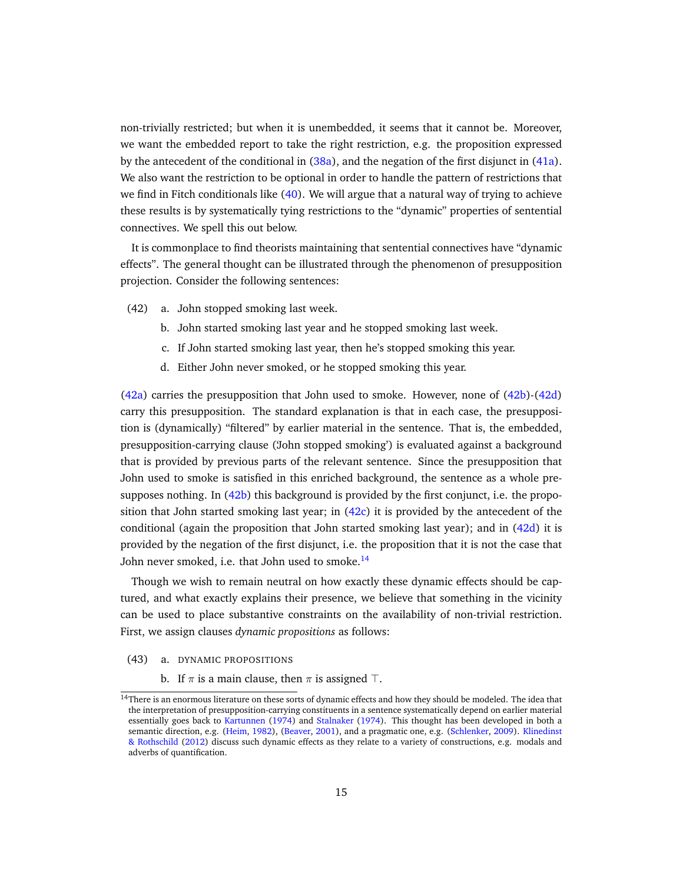non-trivially restricted; but when it is unembedded, it seems that it cannot be. Moreover, we want the embedded report to take the right restriction, e.g. the proposition expressed by the antecedent of the conditional in (38a), and the negation of the first disjunct in (41a). We also want the restriction to be optional in order to handle the pattern of restrictions that we find in Fitch conditionals like (40). We will argue that a natural way of trying to achieve these results is by systematically tying restrictions to the "dynamic" properties of sentential connectives. We spell this out below.

It is commonplace to find theorists maintaining that sentential connectives have "dynamic effects". The general thought can be illustrated through the phenomenon of presupposition projection. Consider the following sentences:

(42) a. John stopped smoking last week.

b. John started smoking last year and he stopped smoking last week.

c. If John started smoking last year, then he's stopped smoking this year.

d. Either John never smoked, or he stopped smoking this year.

(42a) carries the presupposition that John used to smoke. However, none of (42b)-(42d) carry this presupposition. The standard explanation is that in each case, the presupposition is (dynamically) "filtered" by earlier material in the sentence. That is, the embedded, presupposition-carrying clause ('John stopped smoking') is evaluated against a background that is provided by previous parts of the relevant sentence. Since the presupposition that John used to smoke is satisfied in this enriched background, the sentence as a whole presupposes nothing. In (42b) this background is provided by the first conjunct, i.e. the proposition that John started smoking last year; in (42c) it is provided by the antecedent of the conditional (again the proposition that John started smoking last year); and in (42d) it is provided by the negation of the first disjunct, i.e. the proposition that it is not the case that John never smoked, i.e. that John used to smoke.[14]

Though we wish to remain neutral on how exactly these dynamic effects should be captured, and what exactly explains their presence, we believe that something in the vicinity can be used to place substantive constraints on the availability of non-trivial restriction. First, we assign clauses *dynamic propositions* as follows:

(43) a. DYNAMIC PROPOSITIONS

b. If $\pi$ is a main clause, then $\pi$ is assigned $\top$.

[14] There is an enormous literature on these sorts of dynamic effects and how they should be modeled. The idea that the interpretation of presupposition-carrying constituents in a sentence systematically depend on earlier material essentially goes back to Kartunnen (1974) and Stalnaker (1974). This thought has been developed in both a semantic direction, e.g. (Heim, 1982), (Beaver, 2001), and a pragmatic one, e.g. (Schlenker, 2009). Klinedinst & Rothschild (2012) discuss such dynamic effects as they relate to a variety of constructions, e.g. modals and adverbs of quantification.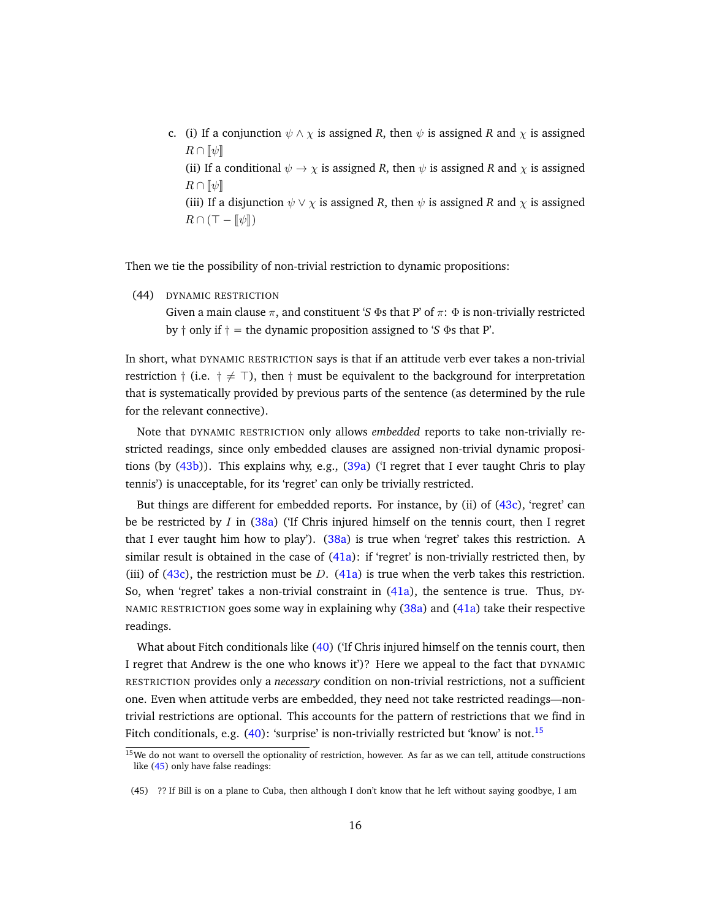c. (i) If a conjunction $\psi \wedge \chi$ is assigned *R*, then $\psi$ is assigned *R* and $\chi$ is assigned $R \cap [\![\psi]\!]$
   (ii) If a conditional $\psi \rightarrow \chi$ is assigned *R*, then $\psi$ is assigned *R* and $\chi$ is assigned $R \cap [\![\psi]\!]$
   (iii) If a disjunction $\psi \vee \chi$ is assigned *R*, then $\psi$ is assigned *R* and $\chi$ is assigned $R \cap (\top - [\![\psi]\!])$

Then we tie the possibility of non-trivial restriction to dynamic propositions:

(44) DYNAMIC RESTRICTION
Given a main clause $\pi$, and constituent '*S* $\Phi$s that P' of $\pi$: $\Phi$ is non-trivially restricted by $\dagger$ only if $\dagger$ = the dynamic proposition assigned to '*S* $\Phi$s that P'.

In short, what DYNAMIC RESTRICTION says is that if an attitude verb ever takes a non-trivial restriction $\dagger$ (i.e. $\dagger \neq \top$), then $\dagger$ must be equivalent to the background for interpretation that is systematically provided by previous parts of the sentence (as determined by the rule for the relevant connective).

Note that DYNAMIC RESTRICTION only allows *embedded* reports to take non-trivially restricted readings, since only embedded clauses are assigned non-trivial dynamic propositions (by (43b)). This explains why, e.g., (39a) ('I regret that I ever taught Chris to play tennis') is unacceptable, for its 'regret' can only be trivially restricted.

But things are different for embedded reports. For instance, by (ii) of (43c), 'regret' can be be restricted by $I$ in (38a) ('If Chris injured himself on the tennis court, then I regret that I ever taught him how to play'). (38a) is true when 'regret' takes this restriction. A similar result is obtained in the case of (41a): if 'regret' is non-trivially restricted then, by (iii) of (43c), the restriction must be $D$. (41a) is true when the verb takes this restriction. So, when 'regret' takes a non-trivial constraint in (41a), the sentence is true. Thus, DYNAMIC RESTRICTION goes some way in explaining why (38a) and (41a) take their respective readings.

What about Fitch conditionals like (40) ('If Chris injured himself on the tennis court, then I regret that Andrew is the one who knows it')? Here we appeal to the fact that DYNAMIC RESTRICTION provides only a *necessary* condition on non-trivial restrictions, not a sufficient one. Even when attitude verbs are embedded, they need not take restricted readings—non-trivial restrictions are optional. This accounts for the pattern of restrictions that we find in Fitch conditionals, e.g. (40): 'surprise' is non-trivially restricted but 'know' is not.[15]

[15] We do not want to oversell the optionality of restriction, however. As far as we can tell, attitude constructions like (45) only have false readings:

(45) ?? If Bill is on a plane to Cuba, then although I don't know that he left without saying goodbye, I am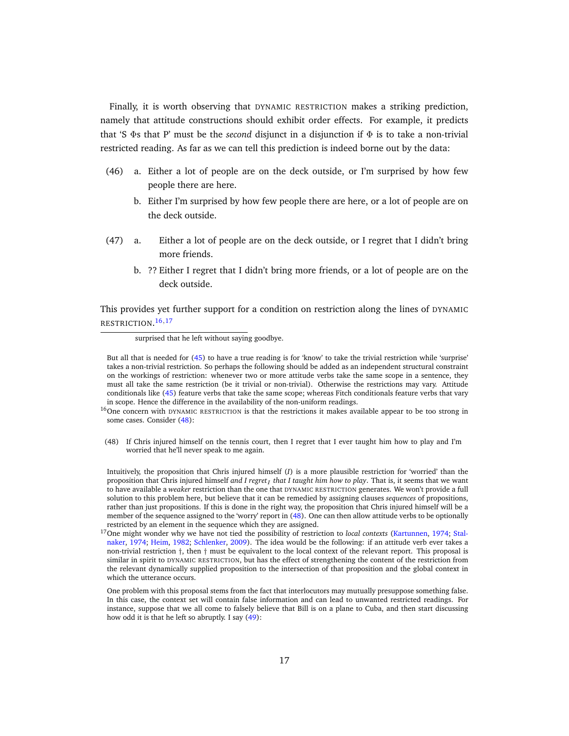Finally, it is worth observing that DYNAMIC RESTRICTION makes a striking prediction, namely that attitude constructions should exhibit order effects. For example, it predicts that 'S Φs that P' must be the *second* disjunct in a disjunction if Φ is to take a non-trivial restricted reading. As far as we can tell this prediction is indeed borne out by the data:

(46) a. Either a lot of people are on the deck outside, or I'm surprised by how few people there are here.

b. Either I'm surprised by how few people there are here, or a lot of people are on the deck outside.

(47) a. Either a lot of people are on the deck outside, or I regret that I didn't bring more friends.

b. ?? Either I regret that I didn't bring more friends, or a lot of people are on the deck outside.

This provides yet further support for a condition on restriction along the lines of DYNAMIC RESTRICTION.[16,17]

---

surprised that he left without saying goodbye.

But all that is needed for (45) to have a true reading is for 'know' to take the trivial restriction while 'surprise' takes a non-trivial restriction. So perhaps the following should be added as an independent structural constraint on the workings of restriction: whenever two or more attitude verbs take the same scope in a sentence, they must all take the same restriction (be it trivial or non-trivial). Otherwise the restrictions may vary. Attitude conditionals like (45) feature verbs that take the same scope; whereas Fitch conditionals feature verbs that vary in scope. Hence the difference in the availability of the non-uniform readings.

[16] One concern with DYNAMIC RESTRICTION is that the restrictions it makes available appear to be too strong in some cases. Consider (48):

(48) If Chris injured himself on the tennis court, then I regret that I ever taught him how to play and I'm worried that he'll never speak to me again.

Intuitively, the proposition that Chris injured himself ($I$) is a more plausible restriction for 'worried' than the proposition that Chris injured himself *and I regret$_I$ that I taught him how to play*. That is, it seems that we want to have available a *weaker* restriction than the one that DYNAMIC RESTRICTION generates. We won't provide a full solution to this problem here, but believe that it can be remedied by assigning clauses *sequences* of propositions, rather than just propositions. If this is done in the right way, the proposition that Chris injured himself will be a member of the sequence assigned to the 'worry' report in (48). One can then allow attitude verbs to be optionally restricted by an element in the sequence which they are assigned.

[17] One might wonder why we have not tied the possibility of restriction to *local contexts* (Kartunnen, 1974; Stalnaker, 1974; Heim, 1982; Schlenker, 2009). The idea would be the following: if an attitude verb ever takes a non-trivial restriction †, then † must be equivalent to the local context of the relevant report. This proposal is similar in spirit to DYNAMIC RESTRICTION, but has the effect of strengthening the content of the restriction from the relevant dynamically supplied proposition to the intersection of that proposition and the global context in which the utterance occurs.

One problem with this proposal stems from the fact that interlocutors may mutually presuppose something false. In this case, the context set will contain false information and can lead to unwanted restricted readings. For instance, suppose that we all come to falsely believe that Bill is on a plane to Cuba, and then start discussing how odd it is that he left so abruptly. I say (49):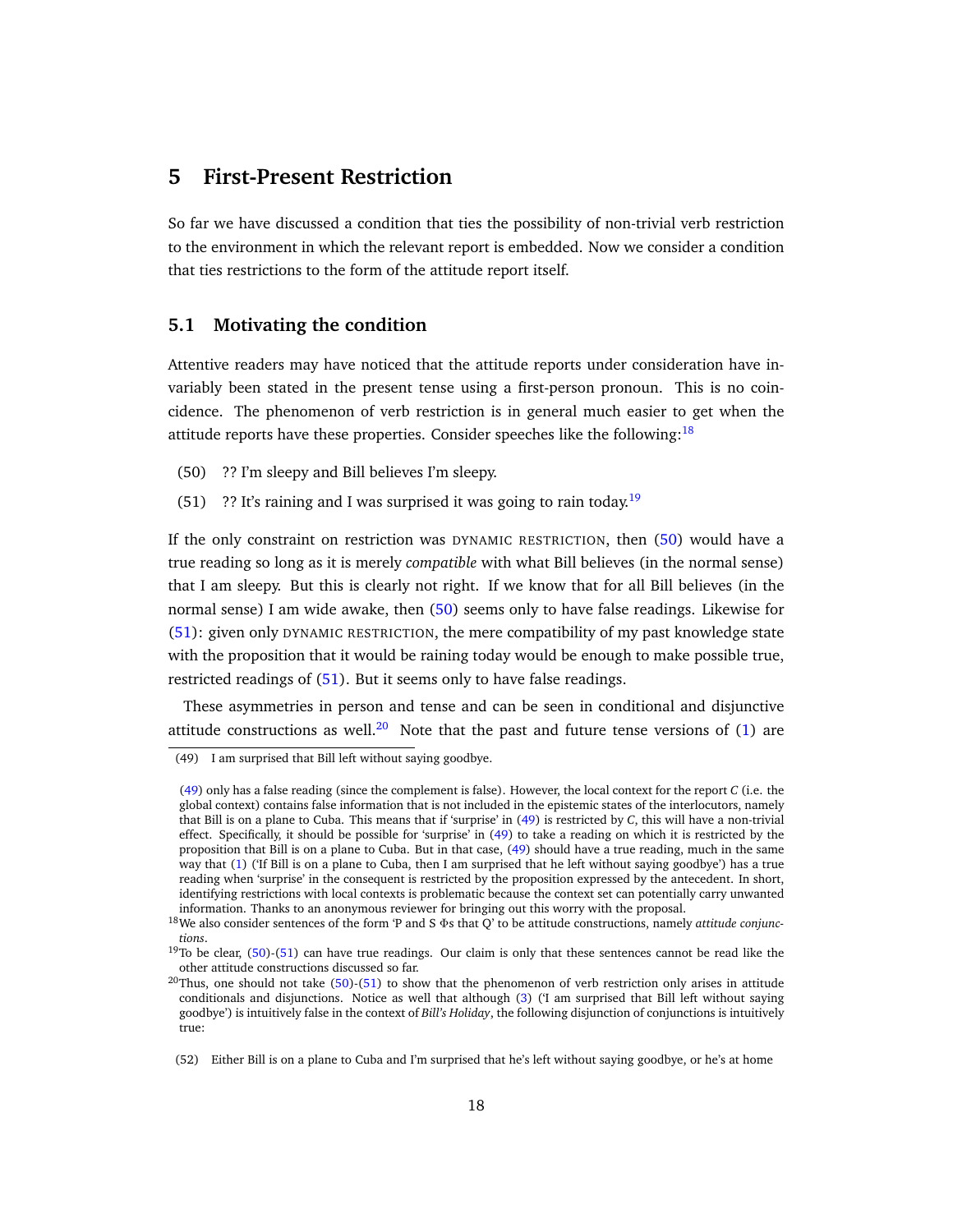# 5 First-Present Restriction

So far we have discussed a condition that ties the possibility of non-trivial verb restriction to the environment in which the relevant report is embedded. Now we consider a condition that ties restrictions to the form of the attitude report itself.

## 5.1 Motivating the condition

Attentive readers may have noticed that the attitude reports under consideration have invariably been stated in the present tense using a first-person pronoun. This is no coincidence. The phenomenon of verb restriction is in general much easier to get when the attitude reports have these properties. Consider speeches like the following:[18]

(50) ?? I'm sleepy and Bill believes I'm sleepy.

(51) ?? It's raining and I was surprised it was going to rain today.[19]

If the only constraint on restriction was DYNAMIC RESTRICTION, then (50) would have a true reading so long as it is merely *compatible* with what Bill believes (in the normal sense) that I am sleepy. But this is clearly not right. If we know that for all Bill believes (in the normal sense) I am wide awake, then (50) seems only to have false readings. Likewise for (51): given only DYNAMIC RESTRICTION, the mere compatibility of my past knowledge state with the proposition that it would be raining today would be enough to make possible true, restricted readings of (51). But it seems only to have false readings.

These asymmetries in person and tense and can be seen in conditional and disjunctive attitude constructions as well.[20] Note that the past and future tense versions of (1) are

---

(49) I am surprised that Bill left without saying goodbye.

(49) only has a false reading (since the complement is false). However, the local context for the report *C* (i.e. the global context) contains false information that is not included in the epistemic states of the interlocutors, namely that Bill is on a plane to Cuba. This means that if 'surprise' in (49) is restricted by *C*, this will have a non-trivial effect. Specifically, it should be possible for 'surprise' in (49) to take a reading on which it is restricted by the proposition that Bill is on a plane to Cuba. But in that case, (49) should have a true reading, much in the same way that (1) ('If Bill is on a plane to Cuba, then I am surprised that he left without saying goodbye') has a true reading when 'surprise' in the consequent is restricted by the proposition expressed by the antecedent. In short, identifying restrictions with local contexts is problematic because the context set can potentially carry unwanted information. Thanks to an anonymous reviewer for bringing out this worry with the proposal.

[18] We also consider sentences of the form 'P and S Φs that Q' to be attitude constructions, namely *attitude conjunctions*.

[19] To be clear, (50)-(51) can have true readings. Our claim is only that these sentences cannot be read like the other attitude constructions discussed so far.

[20] Thus, one should not take (50)-(51) to show that the phenomenon of verb restriction only arises in attitude conditionals and disjunctions. Notice as well that although (3) ('I am surprised that Bill left without saying goodbye') is intuitively false in the context of *Bill's Holiday*, the following disjunction of conjunctions is intuitively true:

(52) Either Bill is on a plane to Cuba and I'm surprised that he's left without saying goodbye, or he's at home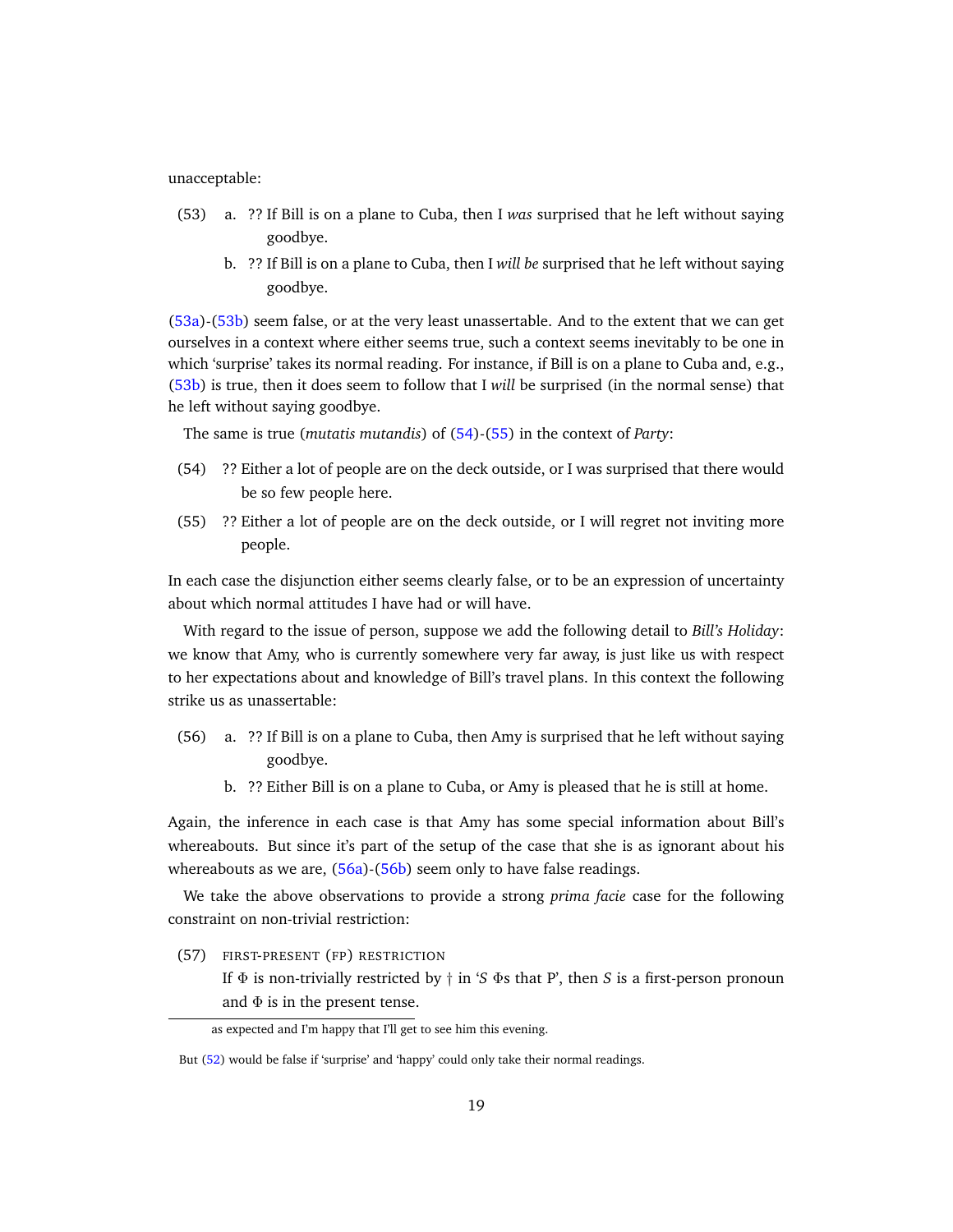unacceptable:

(53) a. ?? If Bill is on a plane to Cuba, then I *was* surprised that he left without saying goodbye.

b. ?? If Bill is on a plane to Cuba, then I *will be* surprised that he left without saying goodbye.

(53a)-(53b) seem false, or at the very least unassertable. And to the extent that we can get ourselves in a context where either seems true, such a context seems inevitably to be one in which 'surprise' takes its normal reading. For instance, if Bill is on a plane to Cuba and, e.g., (53b) is true, then it does seem to follow that I *will* be surprised (in the normal sense) that he left without saying goodbye.

The same is true (*mutatis mutandis*) of (54)-(55) in the context of *Party*:

(54) ?? Either a lot of people are on the deck outside, or I was surprised that there would be so few people here.

(55) ?? Either a lot of people are on the deck outside, or I will regret not inviting more people.

In each case the disjunction either seems clearly false, or to be an expression of uncertainty about which normal attitudes I have had or will have.

With regard to the issue of person, suppose we add the following detail to *Bill's Holiday*: we know that Amy, who is currently somewhere very far away, is just like us with respect to her expectations about and knowledge of Bill's travel plans. In this context the following strike us as unassertable:

(56) a. ?? If Bill is on a plane to Cuba, then Amy is surprised that he left without saying goodbye.

b. ?? Either Bill is on a plane to Cuba, or Amy is pleased that he is still at home.

Again, the inference in each case is that Amy has some special information about Bill's whereabouts. But since it's part of the setup of the case that she is as ignorant about his whereabouts as we are, (56a)-(56b) seem only to have false readings.

We take the above observations to provide a strong *prima facie* case for the following constraint on non-trivial restriction:

(57) FIRST-PRESENT (FP) RESTRICTION
If $\Phi$ is non-trivially restricted by † in '*S* $\Phi$s that P', then *S* is a first-person pronoun and $\Phi$ is in the present tense.

---

as expected and I'm happy that I'll get to see him this evening.

But (52) would be false if 'surprise' and 'happy' could only take their normal readings.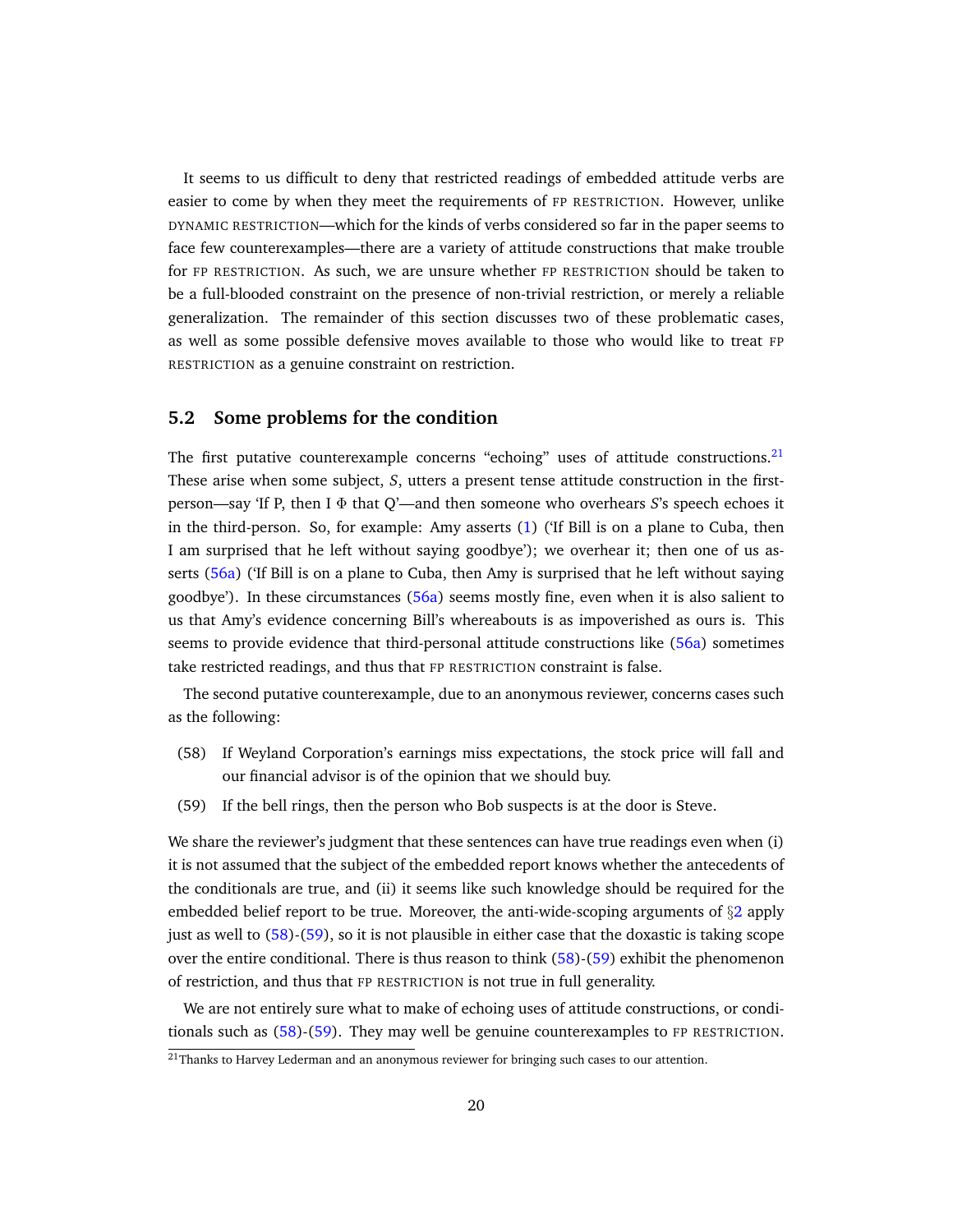It seems to us difficult to deny that restricted readings of embedded attitude verbs are easier to come by when they meet the requirements of FP RESTRICTION. However, unlike DYNAMIC RESTRICTION—which for the kinds of verbs considered so far in the paper seems to face few counterexamples—there are a variety of attitude constructions that make trouble for FP RESTRICTION. As such, we are unsure whether FP RESTRICTION should be taken to be a full-blooded constraint on the presence of non-trivial restriction, or merely a reliable generalization. The remainder of this section discusses two of these problematic cases, as well as some possible defensive moves available to those who would like to treat FP RESTRICTION as a genuine constraint on restriction.

## 5.2 Some problems for the condition

The first putative counterexample concerns "echoing" uses of attitude constructions.[21] These arise when some subject, *S*, utters a present tense attitude construction in the first-person—say 'If P, then I Φ that Q'—and then someone who overhears *S*'s speech echoes it in the third-person. So, for example: Amy asserts (1) ('If Bill is on a plane to Cuba, then I am surprised that he left without saying goodbye'); we overhear it; then one of us asserts (56a) ('If Bill is on a plane to Cuba, then Amy is surprised that he left without saying goodbye'). In these circumstances (56a) seems mostly fine, even when it is also salient to us that Amy's evidence concerning Bill's whereabouts is as impoverished as ours is. This seems to provide evidence that third-personal attitude constructions like (56a) sometimes take restricted readings, and thus that FP RESTRICTION constraint is false.

The second putative counterexample, due to an anonymous reviewer, concerns cases such as the following:

(58) If Weyland Corporation's earnings miss expectations, the stock price will fall and our financial advisor is of the opinion that we should buy.

(59) If the bell rings, then the person who Bob suspects is at the door is Steve.

We share the reviewer's judgment that these sentences can have true readings even when (i) it is not assumed that the subject of the embedded report knows whether the antecedents of the conditionals are true, and (ii) it seems like such knowledge should be required for the embedded belief report to be true. Moreover, the anti-wide-scoping arguments of §2 apply just as well to (58)-(59), so it is not plausible in either case that the doxastic is taking scope over the entire conditional. There is thus reason to think (58)-(59) exhibit the phenomenon of restriction, and thus that FP RESTRICTION is not true in full generality.

We are not entirely sure what to make of echoing uses of attitude constructions, or conditionals such as (58)-(59). They may well be genuine counterexamples to FP RESTRICTION.

[21] Thanks to Harvey Lederman and an anonymous reviewer for bringing such cases to our attention.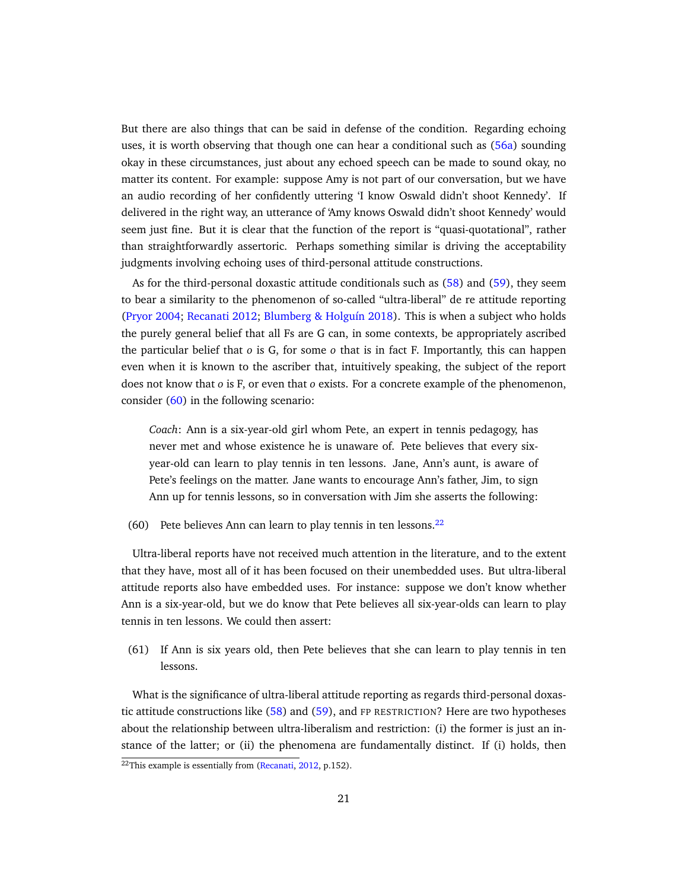But there are also things that can be said in defense of the condition. Regarding echoing uses, it is worth observing that though one can hear a conditional such as (56a) sounding okay in these circumstances, just about any echoed speech can be made to sound okay, no matter its content. For example: suppose Amy is not part of our conversation, but we have an audio recording of her confidently uttering 'I know Oswald didn't shoot Kennedy'. If delivered in the right way, an utterance of 'Amy knows Oswald didn't shoot Kennedy' would seem just fine. But it is clear that the function of the report is "quasi-quotational", rather than straightforwardly assertoric. Perhaps something similar is driving the acceptability judgments involving echoing uses of third-personal attitude constructions.

As for the third-personal doxastic attitude conditionals such as (58) and (59), they seem to bear a similarity to the phenomenon of so-called "ultra-liberal" de re attitude reporting (Pryor 2004; Recanati 2012; Blumberg & Holguín 2018). This is when a subject who holds the purely general belief that all Fs are G can, in some contexts, be appropriately ascribed the particular belief that *o* is G, for some *o* that is in fact F. Importantly, this can happen even when it is known to the ascriber that, intuitively speaking, the subject of the report does not know that *o* is F, or even that *o* exists. For a concrete example of the phenomenon, consider (60) in the following scenario:

> *Coach*: Ann is a six-year-old girl whom Pete, an expert in tennis pedagogy, has never met and whose existence he is unaware of. Pete believes that every six-year-old can learn to play tennis in ten lessons. Jane, Ann's aunt, is aware of Pete's feelings on the matter. Jane wants to encourage Ann's father, Jim, to sign Ann up for tennis lessons, so in conversation with Jim she asserts the following:

(60) Pete believes Ann can learn to play tennis in ten lessons.[22]

Ultra-liberal reports have not received much attention in the literature, and to the extent that they have, most all of it has been focused on their unembedded uses. But ultra-liberal attitude reports also have embedded uses. For instance: suppose we don't know whether Ann is a six-year-old, but we do know that Pete believes all six-year-olds can learn to play tennis in ten lessons. We could then assert:

(61) If Ann is six years old, then Pete believes that she can learn to play tennis in ten lessons.

What is the significance of ultra-liberal attitude reporting as regards third-personal doxastic attitude constructions like (58) and (59), and FP RESTRICTION? Here are two hypotheses about the relationship between ultra-liberalism and restriction: (i) the former is just an instance of the latter; or (ii) the phenomena are fundamentally distinct. If (i) holds, then

[22] This example is essentially from (Recanati, 2012, p.152).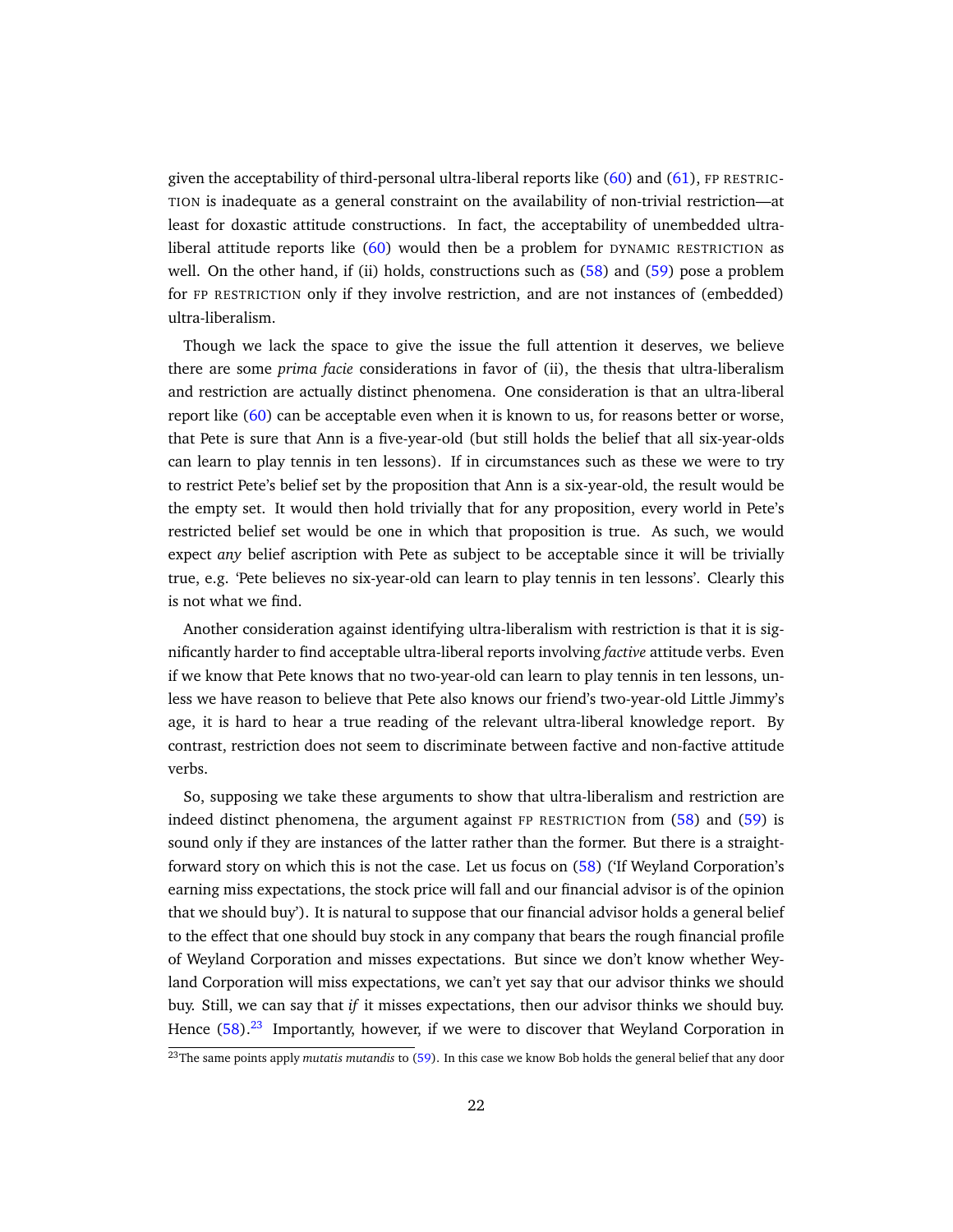given the acceptability of third-personal ultra-liberal reports like (60) and (61), FP RESTRICTION is inadequate as a general constraint on the availability of non-trivial restriction—at least for doxastic attitude constructions. In fact, the acceptability of unembedded ultra-liberal attitude reports like (60) would then be a problem for DYNAMIC RESTRICTION as well. On the other hand, if (ii) holds, constructions such as (58) and (59) pose a problem for FP RESTRICTION only if they involve restriction, and are not instances of (embedded) ultra-liberalism.

Though we lack the space to give the issue the full attention it deserves, we believe there are some *prima facie* considerations in favor of (ii), the thesis that ultra-liberalism and restriction are actually distinct phenomena. One consideration is that an ultra-liberal report like (60) can be acceptable even when it is known to us, for reasons better or worse, that Pete is sure that Ann is a five-year-old (but still holds the belief that all six-year-olds can learn to play tennis in ten lessons). If in circumstances such as these we were to try to restrict Pete's belief set by the proposition that Ann is a six-year-old, the result would be the empty set. It would then hold trivially that for any proposition, every world in Pete's restricted belief set would be one in which that proposition is true. As such, we would expect *any* belief ascription with Pete as subject to be acceptable since it will be trivially true, e.g. 'Pete believes no six-year-old can learn to play tennis in ten lessons'. Clearly this is not what we find.

Another consideration against identifying ultra-liberalism with restriction is that it is significantly harder to find acceptable ultra-liberal reports involving *factive* attitude verbs. Even if we know that Pete knows that no two-year-old can learn to play tennis in ten lessons, unless we have reason to believe that Pete also knows our friend's two-year-old Little Jimmy's age, it is hard to hear a true reading of the relevant ultra-liberal knowledge report. By contrast, restriction does not seem to discriminate between factive and non-factive attitude verbs.

So, supposing we take these arguments to show that ultra-liberalism and restriction are indeed distinct phenomena, the argument against FP RESTRICTION from (58) and (59) is sound only if they are instances of the latter rather than the former. But there is a straightforward story on which this is not the case. Let us focus on (58) ('If Weyland Corporation's earning miss expectations, the stock price will fall and our financial advisor is of the opinion that we should buy'). It is natural to suppose that our financial advisor holds a general belief to the effect that one should buy stock in any company that bears the rough financial profile of Weyland Corporation and misses expectations. But since we don't know whether Weyland Corporation will miss expectations, we can't yet say that our advisor thinks we should buy. Still, we can say that *if* it misses expectations, then our advisor thinks we should buy. Hence (58).[23] Importantly, however, if we were to discover that Weyland Corporation in

[23] The same points apply *mutatis mutandis* to (59). In this case we know Bob holds the general belief that any door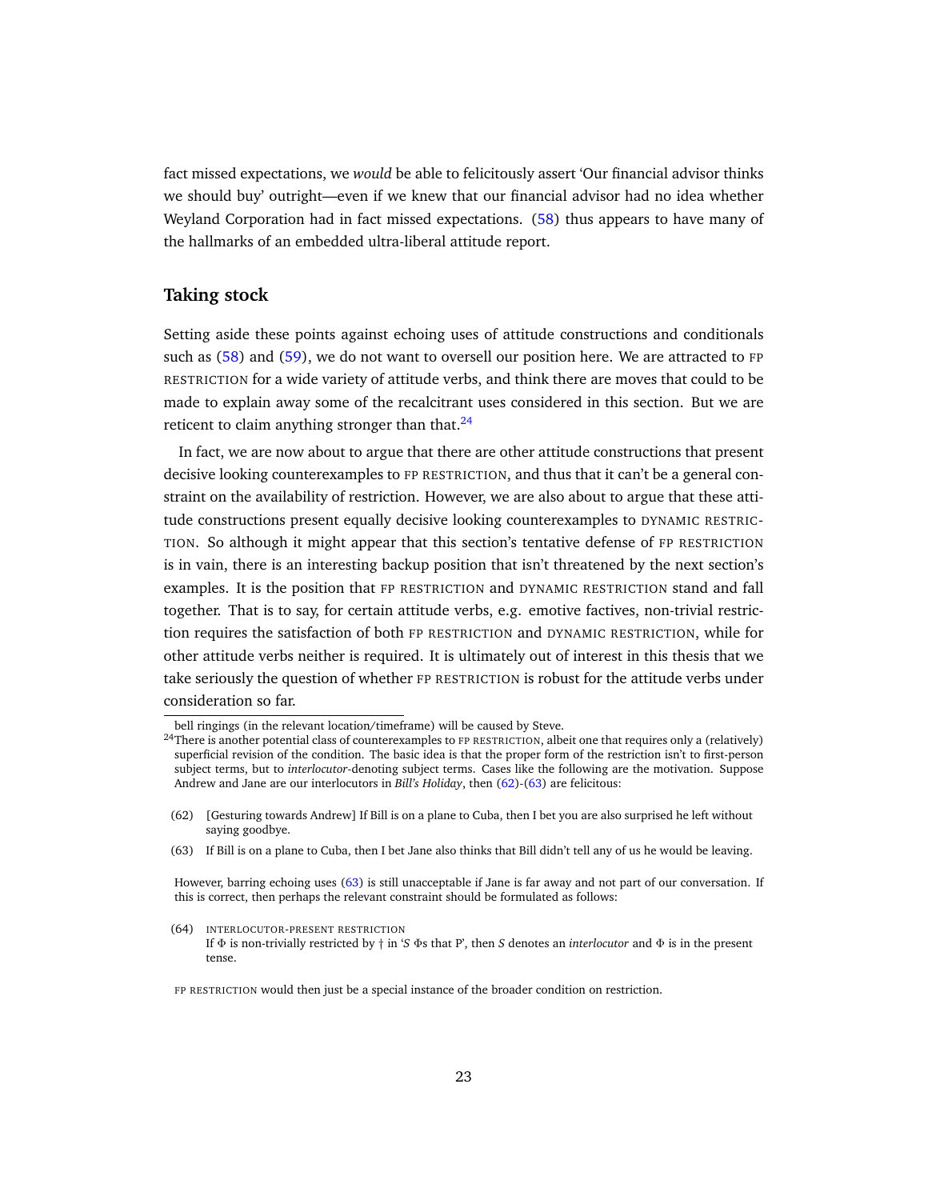fact missed expectations, we *would* be able to felicitously assert 'Our financial advisor thinks we should buy' outright—even if we knew that our financial advisor had no idea whether Weyland Corporation had in fact missed expectations. (58) thus appears to have many of the hallmarks of an embedded ultra-liberal attitude report.

## Taking stock

Setting aside these points against echoing uses of attitude constructions and conditionals such as (58) and (59), we do not want to oversell our position here. We are attracted to FP RESTRICTION for a wide variety of attitude verbs, and think there are moves that could to be made to explain away some of the recalcitrant uses considered in this section. But we are reticent to claim anything stronger than that.[24]

In fact, we are now about to argue that there are other attitude constructions that present decisive looking counterexamples to FP RESTRICTION, and thus that it can't be a general constraint on the availability of restriction. However, we are also about to argue that these attitude constructions present equally decisive looking counterexamples to DYNAMIC RESTRICTION. So although it might appear that this section's tentative defense of FP RESTRICTION is in vain, there is an interesting backup position that isn't threatened by the next section's examples. It is the position that FP RESTRICTION and DYNAMIC RESTRICTION stand and fall together. That is to say, for certain attitude verbs, e.g. emotive factives, non-trivial restriction requires the satisfaction of both FP RESTRICTION and DYNAMIC RESTRICTION, while for other attitude verbs neither is required. It is ultimately out of interest in this thesis that we take seriously the question of whether FP RESTRICTION is robust for the attitude verbs under consideration so far.

---

bell ringings (in the relevant location/timeframe) will be caused by Steve.

[24] There is another potential class of counterexamples to FP RESTRICTION, albeit one that requires only a (relatively) superficial revision of the condition. The basic idea is that the proper form of the restriction isn't to first-person subject terms, but to *interlocutor*-denoting subject terms. Cases like the following are the motivation. Suppose Andrew and Jane are our interlocutors in *Bill's Holiday*, then (62)-(63) are felicitous:

(62) [Gesturing towards Andrew] If Bill is on a plane to Cuba, then I bet you are also surprised he left without saying goodbye.

(63) If Bill is on a plane to Cuba, then I bet Jane also thinks that Bill didn't tell any of us he would be leaving.

However, barring echoing uses (63) is still unacceptable if Jane is far away and not part of our conversation. If this is correct, then perhaps the relevant constraint should be formulated as follows:

(64) INTERLOCUTOR-PRESENT RESTRICTION
If Φ is non-trivially restricted by † in '*S* Φs that P', then *S* denotes an *interlocutor* and Φ is in the present tense.

FP RESTRICTION would then just be a special instance of the broader condition on restriction.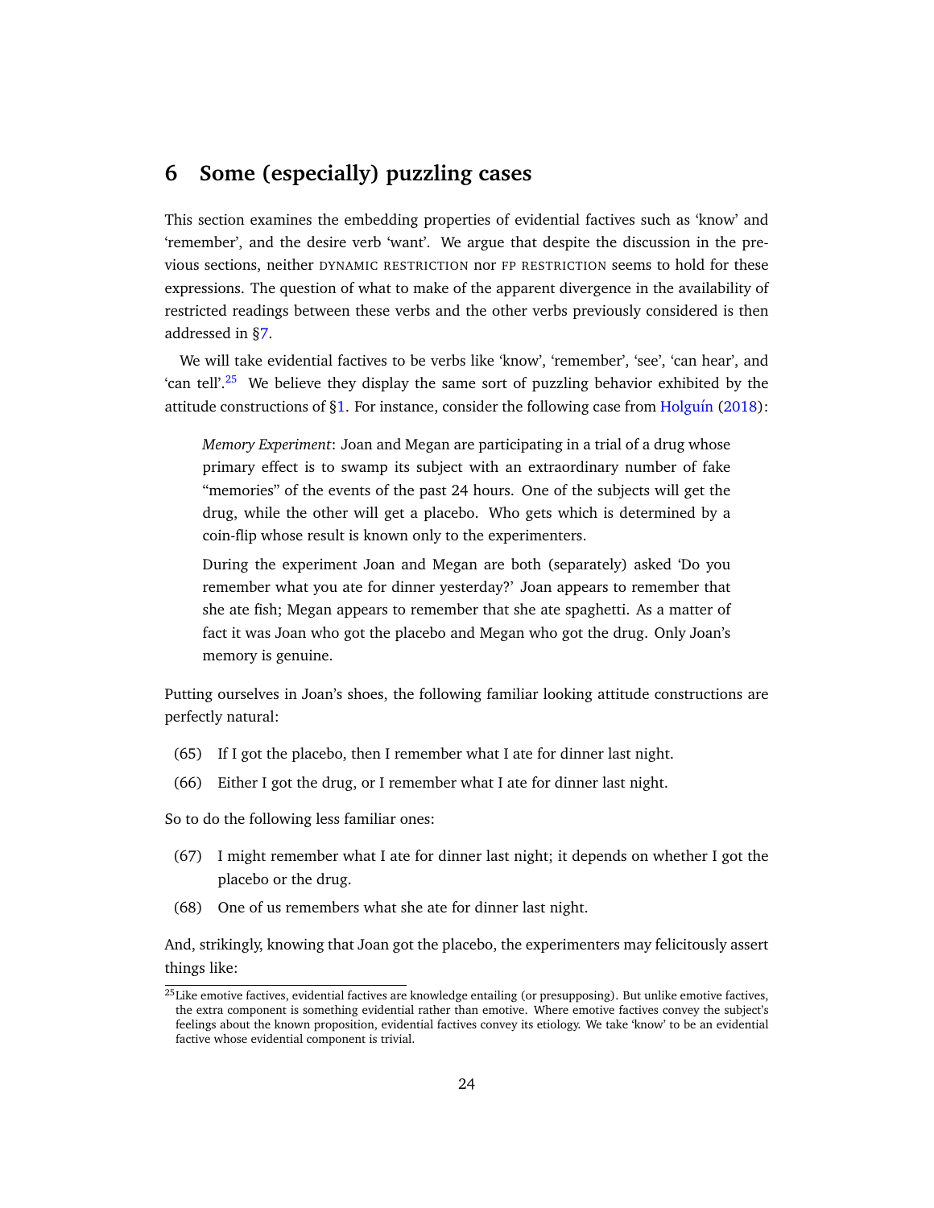## 6 Some (especially) puzzling cases

This section examines the embedding properties of evidential factives such as 'know' and 'remember', and the desire verb 'want'. We argue that despite the discussion in the previous sections, neither DYNAMIC RESTRICTION nor FP RESTRICTION seems to hold for these expressions. The question of what to make of the apparent divergence in the availability of restricted readings between these verbs and the other verbs previously considered is then addressed in §7.

We will take evidential factives to be verbs like 'know', 'remember', 'see', 'can hear', and 'can tell'.[25] We believe they display the same sort of puzzling behavior exhibited by the attitude constructions of §1. For instance, consider the following case from Holguín (2018):

> *Memory Experiment*: Joan and Megan are participating in a trial of a drug whose primary effect is to swamp its subject with an extraordinary number of fake "memories" of the events of the past 24 hours. One of the subjects will get the drug, while the other will get a placebo. Who gets which is determined by a coin-flip whose result is known only to the experimenters.
>
> During the experiment Joan and Megan are both (separately) asked 'Do you remember what you ate for dinner yesterday?' Joan appears to remember that she ate fish; Megan appears to remember that she ate spaghetti. As a matter of fact it was Joan who got the placebo and Megan who got the drug. Only Joan's memory is genuine.

Putting ourselves in Joan's shoes, the following familiar looking attitude constructions are perfectly natural:

(65) If I got the placebo, then I remember what I ate for dinner last night.

(66) Either I got the drug, or I remember what I ate for dinner last night.

So to do the following less familiar ones:

(67) I might remember what I ate for dinner last night; it depends on whether I got the placebo or the drug.

(68) One of us remembers what she ate for dinner last night.

And, strikingly, knowing that Joan got the placebo, the experimenters may felicitously assert things like:

[25] Like emotive factives, evidential factives are knowledge entailing (or presupposing). But unlike emotive factives, the extra component is something evidential rather than emotive. Where emotive factives convey the subject's feelings about the known proposition, evidential factives convey its etiology. We take 'know' to be an evidential factive whose evidential component is trivial.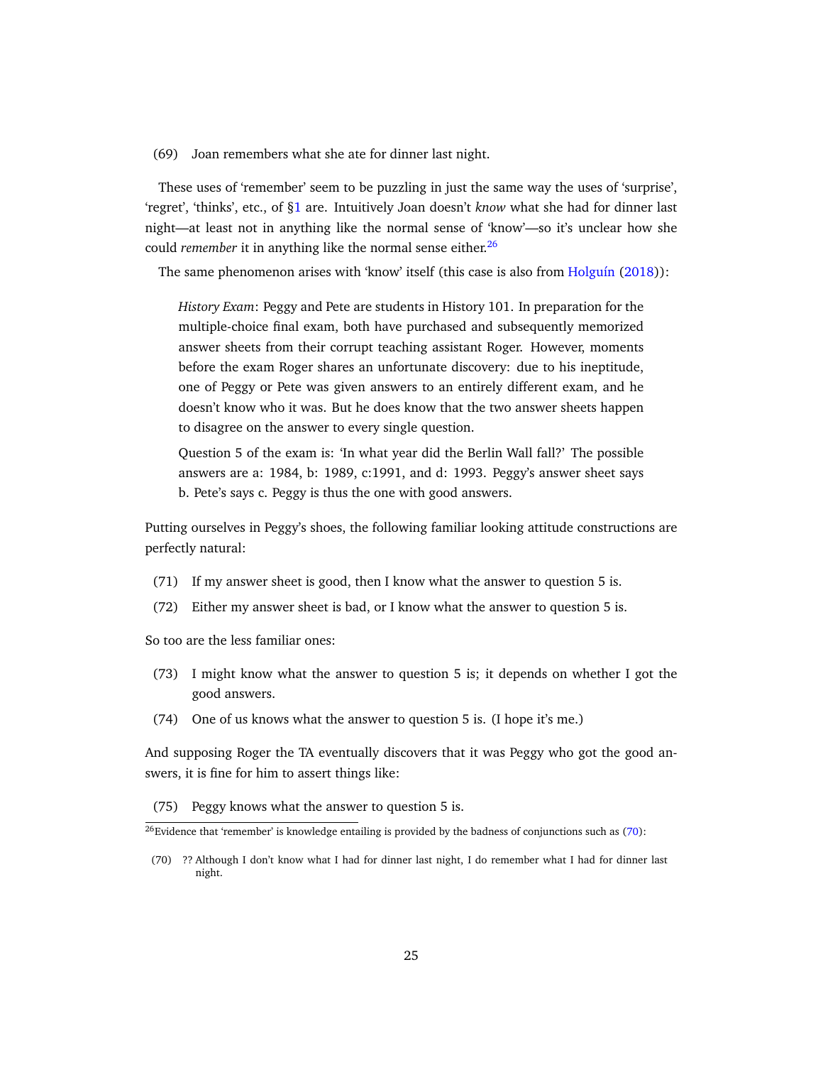(69) Joan remembers what she ate for dinner last night.

These uses of 'remember' seem to be puzzling in just the same way the uses of 'surprise', 'regret', 'thinks', etc., of §1 are. Intuitively Joan doesn't *know* what she had for dinner last night—at least not in anything like the normal sense of 'know'—so it's unclear how she could *remember* it in anything like the normal sense either.[26]

The same phenomenon arises with 'know' itself (this case is also from Holguín (2018)):

> *History Exam*: Peggy and Pete are students in History 101. In preparation for the multiple-choice final exam, both have purchased and subsequently memorized answer sheets from their corrupt teaching assistant Roger. However, moments before the exam Roger shares an unfortunate discovery: due to his ineptitude, one of Peggy or Pete was given answers to an entirely different exam, and he doesn't know who it was. But he does know that the two answer sheets happen to disagree on the answer to every single question.
>
> Question 5 of the exam is: 'In what year did the Berlin Wall fall?' The possible answers are a: 1984, b: 1989, c:1991, and d: 1993. Peggy's answer sheet says b. Pete's says c. Peggy is thus the one with good answers.

Putting ourselves in Peggy's shoes, the following familiar looking attitude constructions are perfectly natural:

(71) If my answer sheet is good, then I know what the answer to question 5 is.

(72) Either my answer sheet is bad, or I know what the answer to question 5 is.

So too are the less familiar ones:

(73) I might know what the answer to question 5 is; it depends on whether I got the good answers.

(74) One of us knows what the answer to question 5 is. (I hope it's me.)

And supposing Roger the TA eventually discovers that it was Peggy who got the good answers, it is fine for him to assert things like:

(75) Peggy knows what the answer to question 5 is.

---

[26]Evidence that 'remember' is knowledge entailing is provided by the badness of conjunctions such as (70):

(70) ?? Although I don't know what I had for dinner last night, I do remember what I had for dinner last night.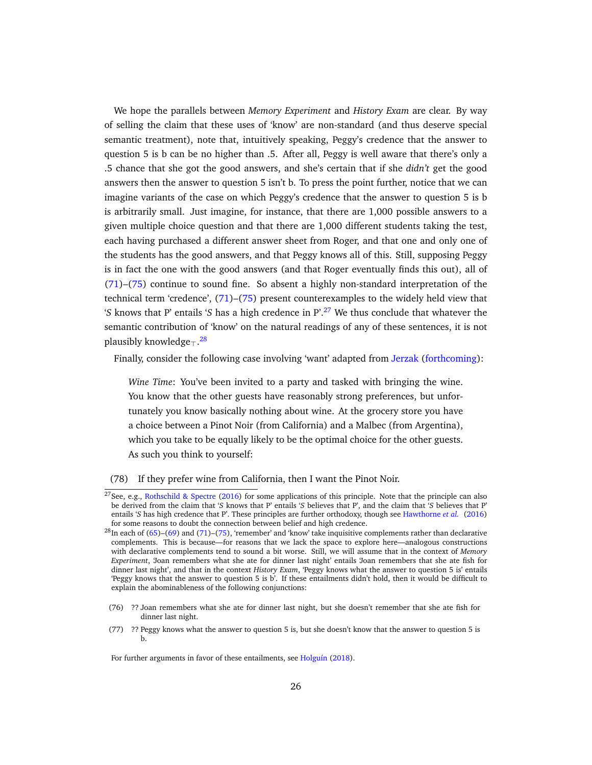We hope the parallels between *Memory Experiment* and *History Exam* are clear. By way of selling the claim that these uses of 'know' are non-standard (and thus deserve special semantic treatment), note that, intuitively speaking, Peggy's credence that the answer to question 5 is b can be no higher than .5. After all, Peggy is well aware that there's only a .5 chance that she got the good answers, and she's certain that if she *didn't* get the good answers then the answer to question 5 isn't b. To press the point further, notice that we can imagine variants of the case on which Peggy's credence that the answer to question 5 is b is arbitrarily small. Just imagine, for instance, that there are 1,000 possible answers to a given multiple choice question and that there are 1,000 different students taking the test, each having purchased a different answer sheet from Roger, and that one and only one of the students has the good answers, and that Peggy knows all of this. Still, supposing Peggy is in fact the one with the good answers (and that Roger eventually finds this out), all of (71)–(75) continue to sound fine. So absent a highly non-standard interpretation of the technical term 'credence', (71)–(75) present counterexamples to the widely held view that '*S* knows that P' entails '*S* has a high credence in P'.[27] We thus conclude that whatever the semantic contribution of 'know' on the natural readings of any of these sentences, it is not plausibly knowledge$_{\top}$.[28]

Finally, consider the following case involving 'want' adapted from Jerzak (forthcoming):

> *Wine Time*: You've been invited to a party and tasked with bringing the wine. You know that the other guests have reasonably strong preferences, but unfortunately you know basically nothing about wine. At the grocery store you have a choice between a Pinot Noir (from California) and a Malbec (from Argentina), which you take to be equally likely to be the optimal choice for the other guests. As such you think to yourself:

(78) If they prefer wine from California, then I want the Pinot Noir.

---

[27] See, e.g., Rothschild & Spectre (2016) for some applications of this principle. Note that the principle can also be derived from the claim that '*S* knows that P' entails '*S* believes that P', and the claim that '*S* believes that P' entails '*S* has high credence that P'. These principles are further orthodoxy, though see Hawthorne *et al.* (2016) for some reasons to doubt the connection between belief and high credence.

[28] In each of (65)–(69) and (71)–(75), 'remember' and 'know' take inquisitive complements rather than declarative complements. This is because—for reasons that we lack the space to explore here—analogous constructions with declarative complements tend to sound a bit worse. Still, we will assume that in the context of *Memory Experiment*, 'Joan remembers what she ate for dinner last night' entails 'Joan remembers that she ate fish for dinner last night', and that in the context *History Exam*, 'Peggy knows what the answer to question 5 is' entails 'Peggy knows that the answer to question 5 is b'. If these entailments didn't hold, then it would be difficult to explain the abominableness of the following conjunctions:

(76) ?? Joan remembers what she ate for dinner last night, but she doesn't remember that she ate fish for dinner last night.

(77) ?? Peggy knows what the answer to question 5 is, but she doesn't know that the answer to question 5 is b.

For further arguments in favor of these entailments, see Holguín (2018).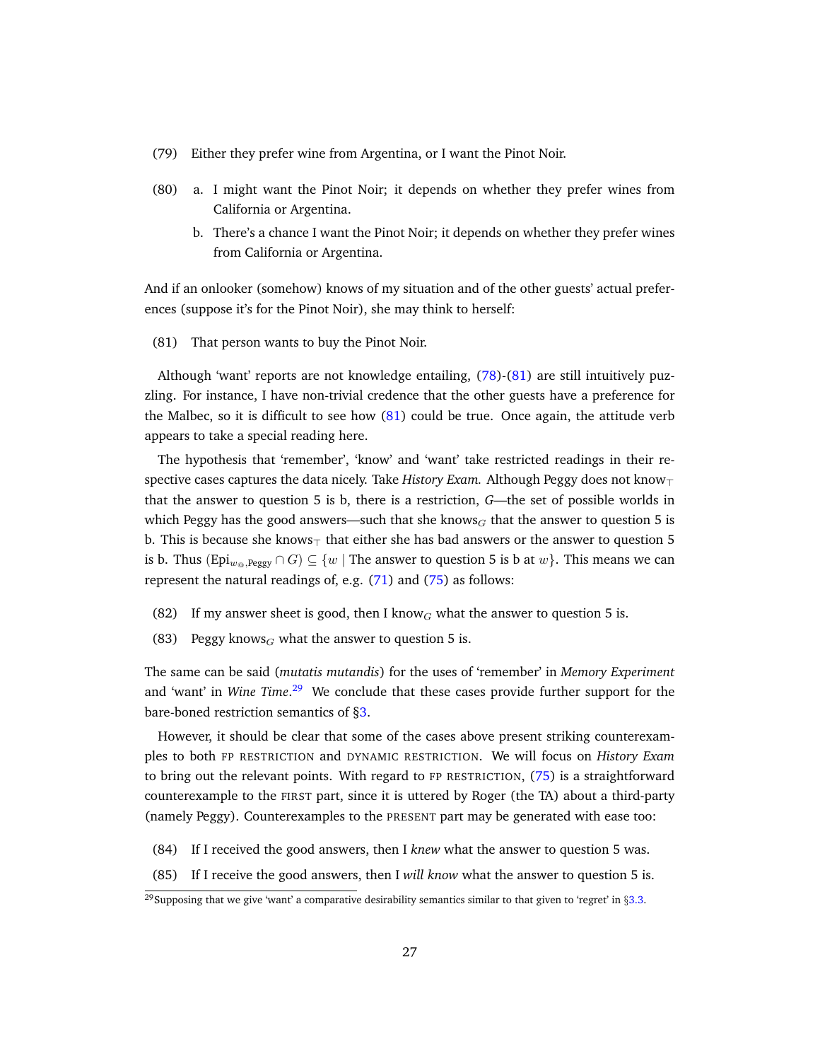(79) Either they prefer wine from Argentina, or I want the Pinot Noir.

(80) a. I might want the Pinot Noir; it depends on whether they prefer wines from California or Argentina.

b. There's a chance I want the Pinot Noir; it depends on whether they prefer wines from California or Argentina.

And if an onlooker (somehow) knows of my situation and of the other guests' actual preferences (suppose it's for the Pinot Noir), she may think to herself:

(81) That person wants to buy the Pinot Noir.

Although 'want' reports are not knowledge entailing, (78)-(81) are still intuitively puzzling. For instance, I have non-trivial credence that the other guests have a preference for the Malbec, so it is difficult to see how (81) could be true. Once again, the attitude verb appears to take a special reading here.

The hypothesis that 'remember', 'know' and 'want' take restricted readings in their respective cases captures the data nicely. Take *History Exam.* Although Peggy does not know$_\top$ that the answer to question 5 is b, there is a restriction, *G*—the set of possible worlds in which Peggy has the good answers—such that she knows$_G$ that the answer to question 5 is b. This is because she knows$_\top$ that either she has bad answers or the answer to question 5 is b. Thus $(\text{Epi}_{w_@,\text{Peggy}} \cap G) \subseteq \{w \mid \text{The answer to question 5 is b at } w\}$. This means we can represent the natural readings of, e.g. (71) and (75) as follows:

(82) If my answer sheet is good, then I know$_G$ what the answer to question 5 is.

(83) Peggy knows$_G$ what the answer to question 5 is.

The same can be said (*mutatis mutandis*) for the uses of 'remember' in *Memory Experiment* and 'want' in *Wine Time*.[29] We conclude that these cases provide further support for the bare-boned restriction semantics of §3.

However, it should be clear that some of the cases above present striking counterexamples to both FP RESTRICTION and DYNAMIC RESTRICTION. We will focus on *History Exam* to bring out the relevant points. With regard to FP RESTRICTION, (75) is a straightforward counterexample to the FIRST part, since it is uttered by Roger (the TA) about a third-party (namely Peggy). Counterexamples to the PRESENT part may be generated with ease too:

(84) If I received the good answers, then I *knew* what the answer to question 5 was.

(85) If I receive the good answers, then I *will know* what the answer to question 5 is.

[29] Supposing that we give 'want' a comparative desirability semantics similar to that given to 'regret' in §3.3.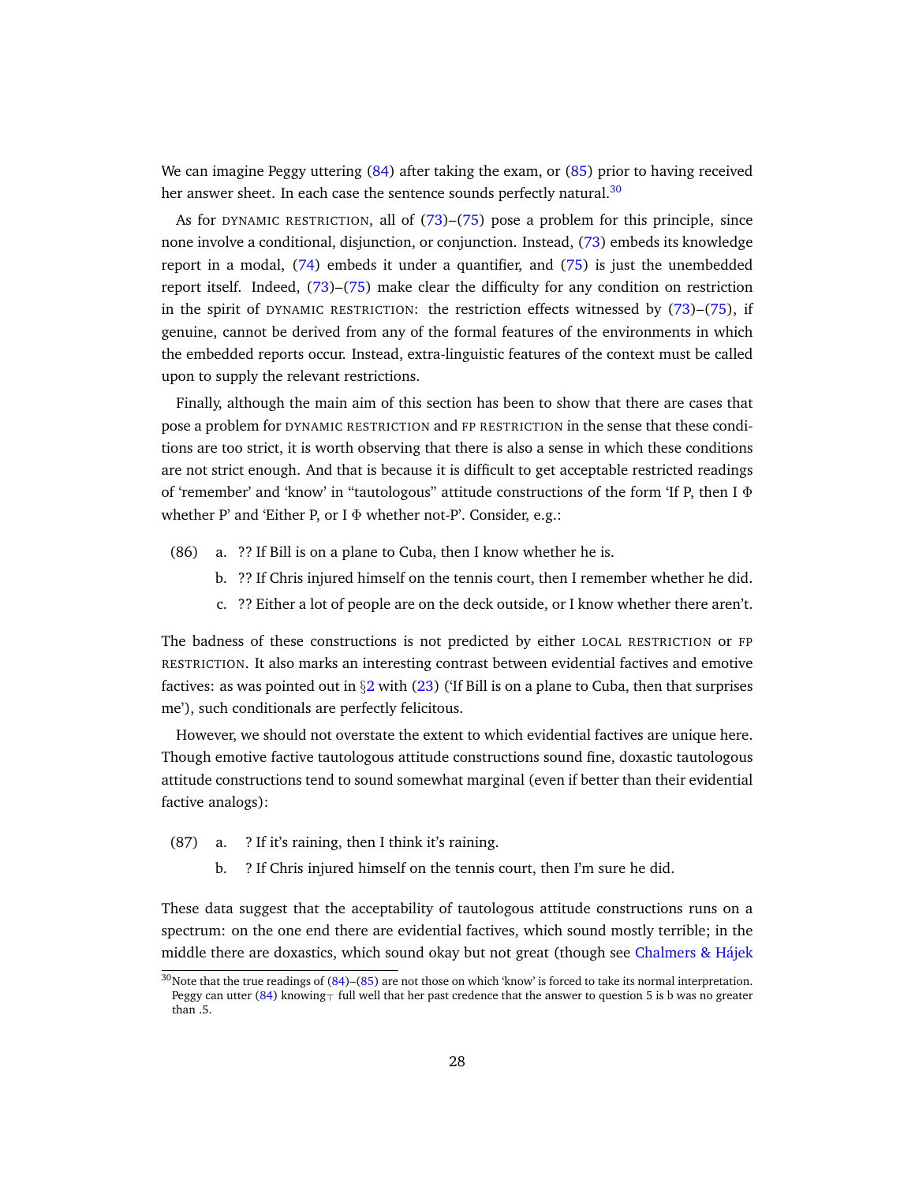We can imagine Peggy uttering (84) after taking the exam, or (85) prior to having received her answer sheet. In each case the sentence sounds perfectly natural.[30]

As for DYNAMIC RESTRICTION, all of (73)–(75) pose a problem for this principle, since none involve a conditional, disjunction, or conjunction. Instead, (73) embeds its knowledge report in a modal, (74) embeds it under a quantifier, and (75) is just the unembedded report itself. Indeed, (73)–(75) make clear the difficulty for any condition on restriction in the spirit of DYNAMIC RESTRICTION: the restriction effects witnessed by (73)–(75), if genuine, cannot be derived from any of the formal features of the environments in which the embedded reports occur. Instead, extra-linguistic features of the context must be called upon to supply the relevant restrictions.

Finally, although the main aim of this section has been to show that there are cases that pose a problem for DYNAMIC RESTRICTION and FP RESTRICTION in the sense that these conditions are too strict, it is worth observing that there is also a sense in which these conditions are not strict enough. And that is because it is difficult to get acceptable restricted readings of 'remember' and 'know' in "tautologous" attitude constructions of the form 'If P, then I $\Phi$ whether P' and 'Either P, or I $\Phi$ whether not-P'. Consider, e.g.:

(86) a. ?? If Bill is on a plane to Cuba, then I know whether he is.
b. ?? If Chris injured himself on the tennis court, then I remember whether he did.
c. ?? Either a lot of people are on the deck outside, or I know whether there aren't.

The badness of these constructions is not predicted by either LOCAL RESTRICTION or FP RESTRICTION. It also marks an interesting contrast between evidential factives and emotive factives: as was pointed out in §2 with (23) ('If Bill is on a plane to Cuba, then that surprises me'), such conditionals are perfectly felicitous.

However, we should not overstate the extent to which evidential factives are unique here. Though emotive factive tautologous attitude constructions sound fine, doxastic tautologous attitude constructions tend to sound somewhat marginal (even if better than their evidential factive analogs):

(87) a. ? If it's raining, then I think it's raining.
b. ? If Chris injured himself on the tennis court, then I'm sure he did.

These data suggest that the acceptability of tautologous attitude constructions runs on a spectrum: on the one end there are evidential factives, which sound mostly terrible; in the middle there are doxastics, which sound okay but not great (though see Chalmers & Hájek

[30]Note that the true readings of (84)–(85) are not those on which 'know' is forced to take its normal interpretation. Peggy can utter (84) knowing$_{\top}$ full well that her past credence that the answer to question 5 is b was no greater than .5.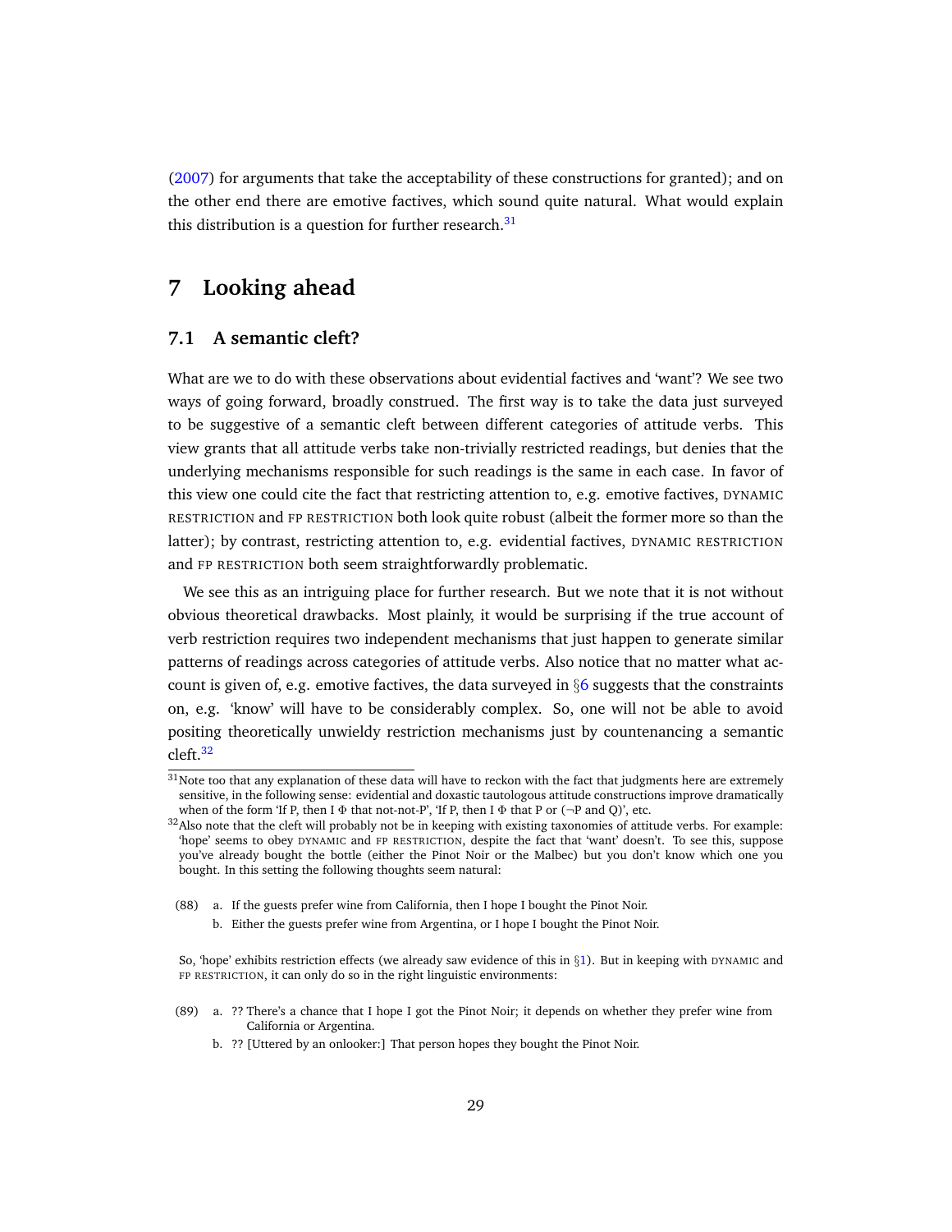(2007) for arguments that take the acceptability of these constructions for granted); and on the other end there are emotive factives, which sound quite natural. What would explain this distribution is a question for further research.[31]

# 7 Looking ahead

## 7.1 A semantic cleft?

What are we to do with these observations about evidential factives and 'want'? We see two ways of going forward, broadly construed. The first way is to take the data just surveyed to be suggestive of a semantic cleft between different categories of attitude verbs. This view grants that all attitude verbs take non-trivially restricted readings, but denies that the underlying mechanisms responsible for such readings is the same in each case. In favor of this view one could cite the fact that restricting attention to, e.g. emotive factives, DYNAMIC RESTRICTION and FP RESTRICTION both look quite robust (albeit the former more so than the latter); by contrast, restricting attention to, e.g. evidential factives, DYNAMIC RESTRICTION and FP RESTRICTION both seem straightforwardly problematic.

We see this as an intriguing place for further research. But we note that it is not without obvious theoretical drawbacks. Most plainly, it would be surprising if the true account of verb restriction requires two independent mechanisms that just happen to generate similar patterns of readings across categories of attitude verbs. Also notice that no matter what account is given of, e.g. emotive factives, the data surveyed in §6 suggests that the constraints on, e.g. 'know' will have to be considerably complex. So, one will not be able to avoid positing theoretically unwieldy restriction mechanisms just by countenancing a semantic cleft.[32]

---

[31] Note too that any explanation of these data will have to reckon with the fact that judgments here are extremely sensitive, in the following sense: evidential and doxastic tautologous attitude constructions improve dramatically when of the form 'If P, then I $\Phi$ that not-not-P', 'If P, then I $\Phi$ that P or ($\neg$P and Q)', etc.

[32] Also note that the cleft will probably not be in keeping with existing taxonomies of attitude verbs. For example: 'hope' seems to obey DYNAMIC and FP RESTRICTION, despite the fact that 'want' doesn't. To see this, suppose you've already bought the bottle (either the Pinot Noir or the Malbec) but you don't know which one you bought. In this setting the following thoughts seem natural:

(88) a. If the guests prefer wine from California, then I hope I bought the Pinot Noir.
b. Either the guests prefer wine from Argentina, or I hope I bought the Pinot Noir.

So, 'hope' exhibits restriction effects (we already saw evidence of this in §1). But in keeping with DYNAMIC and FP RESTRICTION, it can only do so in the right linguistic environments:

(89) a. ?? There's a chance that I hope I got the Pinot Noir; it depends on whether they prefer wine from California or Argentina.
b. ?? [Uttered by an onlooker:] That person hopes they bought the Pinot Noir.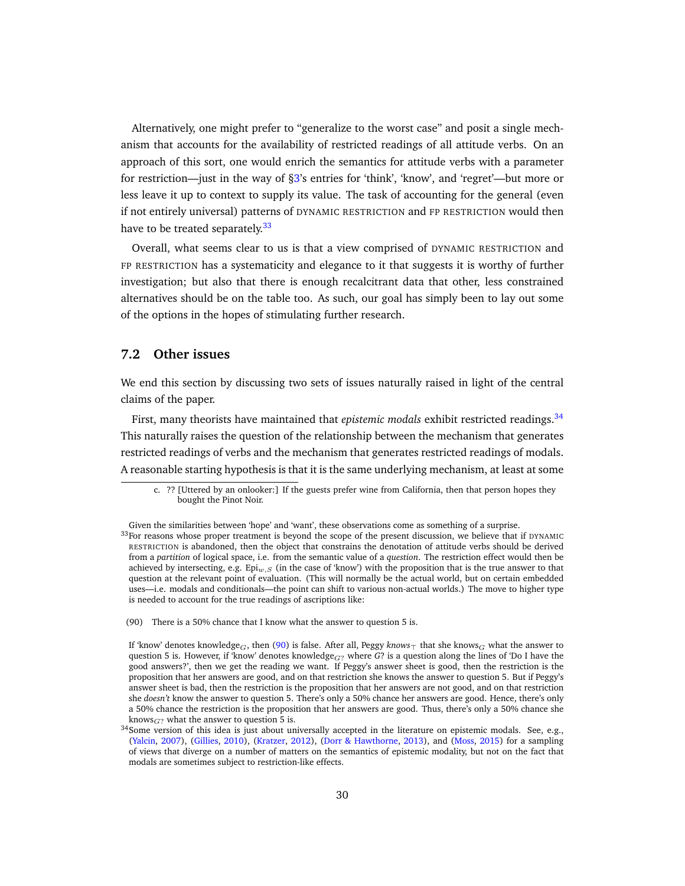Alternatively, one might prefer to "generalize to the worst case" and posit a single mechanism that accounts for the availability of restricted readings of all attitude verbs. On an approach of this sort, one would enrich the semantics for attitude verbs with a parameter for restriction—just in the way of §3's entries for 'think', 'know', and 'regret'—but more or less leave it up to context to supply its value. The task of accounting for the general (even if not entirely universal) patterns of DYNAMIC RESTRICTION and FP RESTRICTION would then have to be treated separately.[33]

Overall, what seems clear to us is that a view comprised of DYNAMIC RESTRICTION and FP RESTRICTION has a systematicity and elegance to it that suggests it is worthy of further investigation; but also that there is enough recalcitrant data that other, less constrained alternatives should be on the table too. As such, our goal has simply been to lay out some of the options in the hopes of stimulating further research.

## 7.2 Other issues

We end this section by discussing two sets of issues naturally raised in light of the central claims of the paper.

First, many theorists have maintained that *epistemic modals* exhibit restricted readings.[34] This naturally raises the question of the relationship between the mechanism that generates restricted readings of verbs and the mechanism that generates restricted readings of modals. A reasonable starting hypothesis is that it is the same underlying mechanism, at least at some

---

c. ?? [Uttered by an onlooker:] If the guests prefer wine from California, then that person hopes they bought the Pinot Noir.

Given the similarities between 'hope' and 'want', these observations come as something of a surprise.

[33] For reasons whose proper treatment is beyond the scope of the present discussion, we believe that if DYNAMIC RESTRICTION is abandoned, then the object that constrains the denotation of attitude verbs should be derived from a *partition* of logical space, i.e. from the semantic value of a *question*. The restriction effect would then be achieved by intersecting, e.g. $\text{Epi}_{w,S}$ (in the case of 'know') with the proposition that is the true answer to that question at the relevant point of evaluation. (This will normally be the actual world, but on certain embedded uses—i.e. modals and conditionals—the point can shift to various non-actual worlds.) The move to higher type is needed to account for the true readings of ascriptions like:

(90) There is a 50% chance that I know what the answer to question 5 is.

If 'know' denotes knowledge$_G$, then (90) is false. After all, Peggy *knows*$_\top$ that she knows$_G$ what the answer to question 5 is. However, if 'know' denotes knowledge$_{G?}$ where *G*? is a question along the lines of 'Do I have the good answers?', then we get the reading we want. If Peggy's answer sheet is good, then the restriction is the proposition that her answers are good, and on that restriction she knows the answer to question 5. But if Peggy's answer sheet is bad, then the restriction is the proposition that her answers are not good, and on that restriction she *doesn't* know the answer to question 5. There's only a 50% chance her answers are good. Hence, there's only a 50% chance the restriction is the proposition that her answers are good. Thus, there's only a 50% chance she knows$_{G?}$ what the answer to question 5 is.

[34] Some version of this idea is just about universally accepted in the literature on epistemic modals. See, e.g., (Yalcin, 2007), (Gillies, 2010), (Kratzer, 2012), (Dorr & Hawthorne, 2013), and (Moss, 2015) for a sampling of views that diverge on a number of matters on the semantics of epistemic modality, but not on the fact that modals are sometimes subject to restriction-like effects.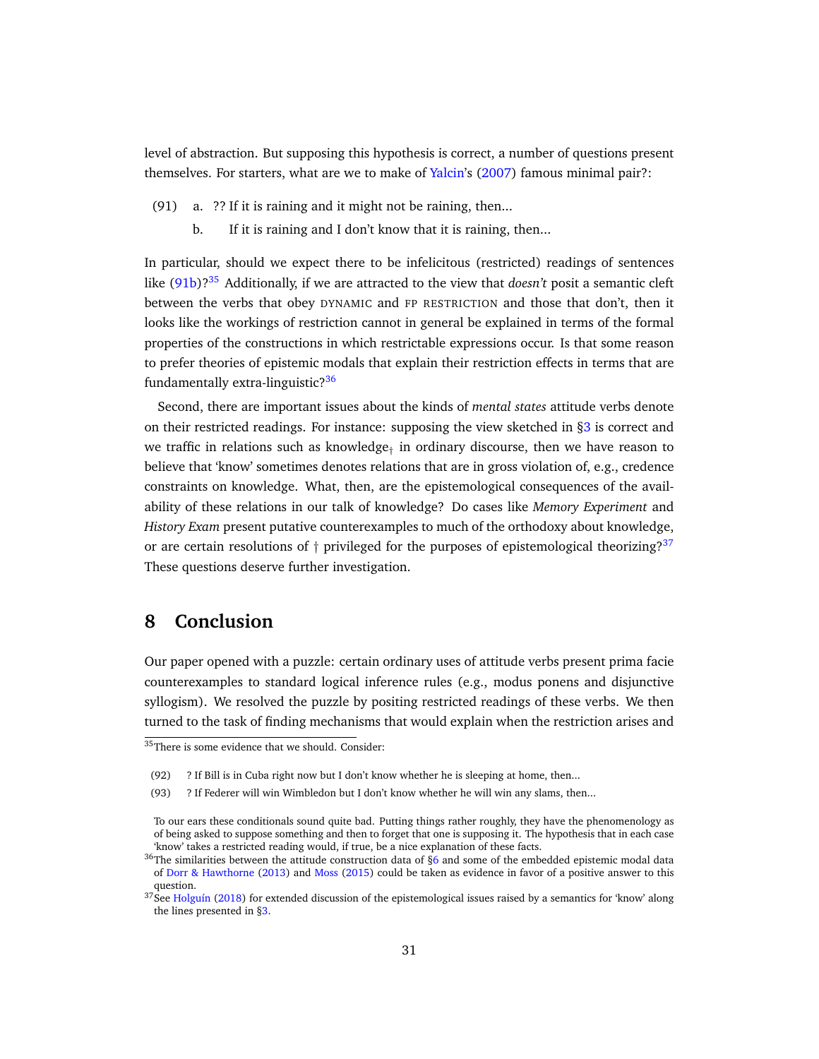level of abstraction. But supposing this hypothesis is correct, a number of questions present themselves. For starters, what are we to make of Yalcin's (2007) famous minimal pair?:

(91) a. ?? If it is raining and it might not be raining, then...

b. If it is raining and I don't know that it is raining, then...

In particular, should we expect there to be infelicitous (restricted) readings of sentences like (91b)?[35] Additionally, if we are attracted to the view that *doesn't* posit a semantic cleft between the verbs that obey DYNAMIC and FP RESTRICTION and those that don't, then it looks like the workings of restriction cannot in general be explained in terms of the formal properties of the constructions in which restrictable expressions occur. Is that some reason to prefer theories of epistemic modals that explain their restriction effects in terms that are fundamentally extra-linguistic?[36]

Second, there are important issues about the kinds of *mental states* attitude verbs denote on their restricted readings. For instance: supposing the view sketched in §3 is correct and we traffic in relations such as knowledge$_\dagger$ in ordinary discourse, then we have reason to believe that 'know' sometimes denotes relations that are in gross violation of, e.g., credence constraints on knowledge. What, then, are the epistemological consequences of the availability of these relations in our talk of knowledge? Do cases like *Memory Experiment* and *History Exam* present putative counterexamples to much of the orthodoxy about knowledge, or are certain resolutions of † privileged for the purposes of epistemological theorizing?[37] These questions deserve further investigation.

## 8 Conclusion

Our paper opened with a puzzle: certain ordinary uses of attitude verbs present prima facie counterexamples to standard logical inference rules (e.g., modus ponens and disjunctive syllogism). We resolved the puzzle by positing restricted readings of these verbs. We then turned to the task of finding mechanisms that would explain when the restriction arises and

---

[35] There is some evidence that we should. Consider:

(92) ? If Bill is in Cuba right now but I don't know whether he is sleeping at home, then...

(93) ? If Federer will win Wimbledon but I don't know whether he will win any slams, then...

To our ears these conditionals sound quite bad. Putting things rather roughly, they have the phenomenology as of being asked to suppose something and then to forget that one is supposing it. The hypothesis that in each case 'know' takes a restricted reading would, if true, be a nice explanation of these facts.

[36] The similarities between the attitude construction data of §6 and some of the embedded epistemic modal data of Dorr & Hawthorne (2013) and Moss (2015) could be taken as evidence in favor of a positive answer to this question.

[37] See Holguín (2018) for extended discussion of the epistemological issues raised by a semantics for 'know' along the lines presented in §3.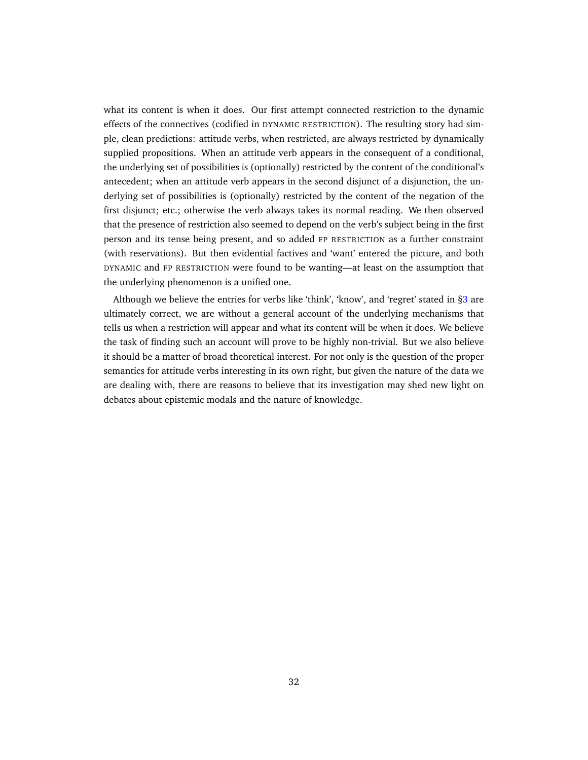what its content is when it does. Our first attempt connected restriction to the dynamic effects of the connectives (codified in DYNAMIC RESTRICTION). The resulting story had simple, clean predictions: attitude verbs, when restricted, are always restricted by dynamically supplied propositions. When an attitude verb appears in the consequent of a conditional, the underlying set of possibilities is (optionally) restricted by the content of the conditional's antecedent; when an attitude verb appears in the second disjunct of a disjunction, the underlying set of possibilities is (optionally) restricted by the content of the negation of the first disjunct; etc.; otherwise the verb always takes its normal reading. We then observed that the presence of restriction also seemed to depend on the verb's subject being in the first person and its tense being present, and so added FP RESTRICTION as a further constraint (with reservations). But then evidential factives and 'want' entered the picture, and both DYNAMIC and FP RESTRICTION were found to be wanting—at least on the assumption that the underlying phenomenon is a unified one.

Although we believe the entries for verbs like 'think', 'know', and 'regret' stated in §3 are ultimately correct, we are without a general account of the underlying mechanisms that tells us when a restriction will appear and what its content will be when it does. We believe the task of finding such an account will prove to be highly non-trivial. But we also believe it should be a matter of broad theoretical interest. For not only is the question of the proper semantics for attitude verbs interesting in its own right, but given the nature of the data we are dealing with, there are reasons to believe that its investigation may shed new light on debates about epistemic modals and the nature of knowledge.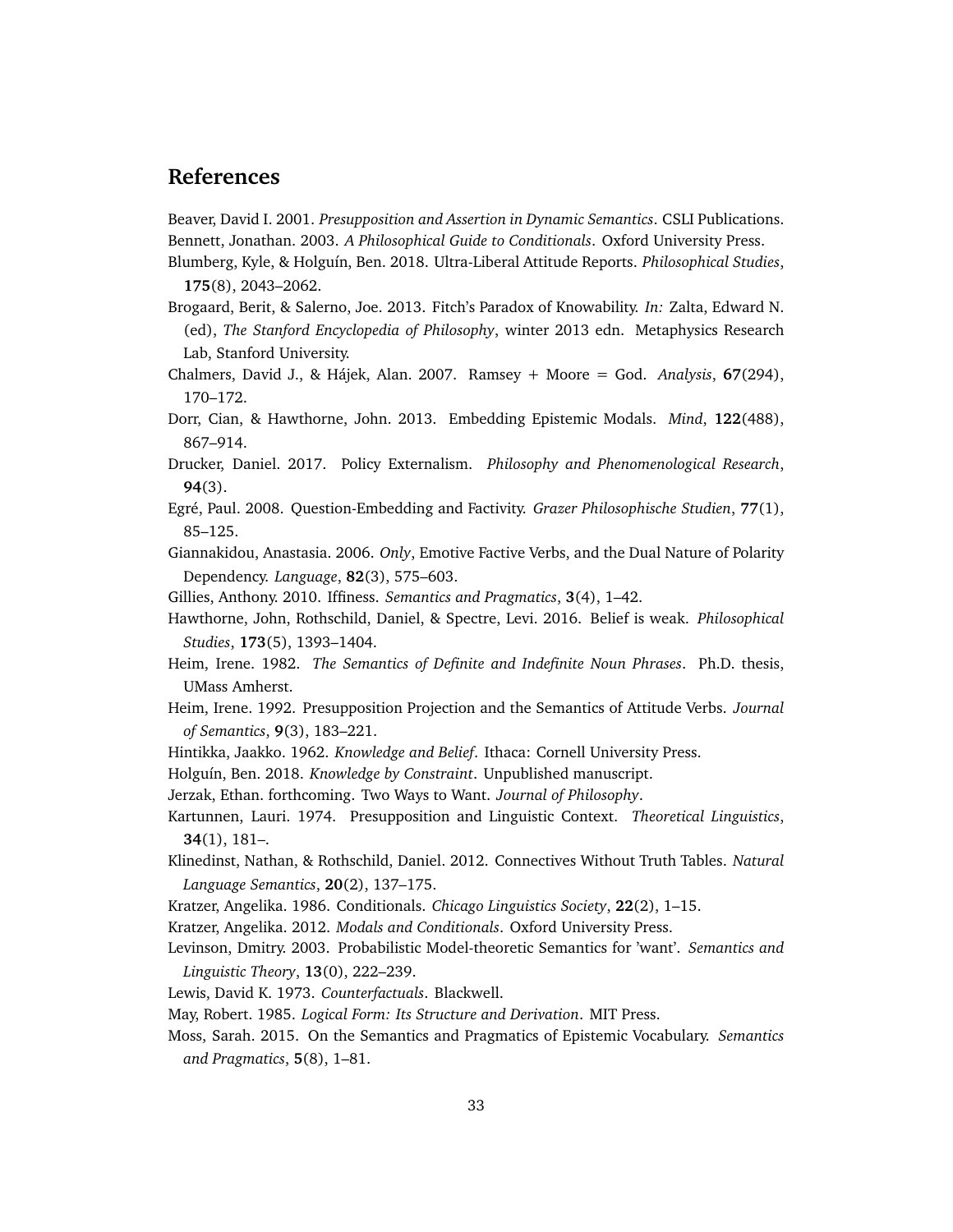## References

Beaver, David I. 2001. *Presupposition and Assertion in Dynamic Semantics*. CSLI Publications.

Bennett, Jonathan. 2003. *A Philosophical Guide to Conditionals*. Oxford University Press.

Blumberg, Kyle, & Holguín, Ben. 2018. Ultra-Liberal Attitude Reports. *Philosophical Studies*, **175**(8), 2043–2062.

Brogaard, Berit, & Salerno, Joe. 2013. Fitch's Paradox of Knowability. *In:* Zalta, Edward N. (ed), *The Stanford Encyclopedia of Philosophy*, winter 2013 edn. Metaphysics Research Lab, Stanford University.

Chalmers, David J., & Hájek, Alan. 2007. Ramsey + Moore = God. *Analysis*, **67**(294), 170–172.

Dorr, Cian, & Hawthorne, John. 2013. Embedding Epistemic Modals. *Mind*, **122**(488), 867–914.

Drucker, Daniel. 2017. Policy Externalism. *Philosophy and Phenomenological Research*, **94**(3).

Egré, Paul. 2008. Question-Embedding and Factivity. *Grazer Philosophische Studien*, **77**(1), 85–125.

Giannakidou, Anastasia. 2006. *Only*, Emotive Factive Verbs, and the Dual Nature of Polarity Dependency. *Language*, **82**(3), 575–603.

Gillies, Anthony. 2010. Iffiness. *Semantics and Pragmatics*, **3**(4), 1–42.

Hawthorne, John, Rothschild, Daniel, & Spectre, Levi. 2016. Belief is weak. *Philosophical Studies*, **173**(5), 1393–1404.

Heim, Irene. 1982. *The Semantics of Definite and Indefinite Noun Phrases*. Ph.D. thesis, UMass Amherst.

Heim, Irene. 1992. Presupposition Projection and the Semantics of Attitude Verbs. *Journal of Semantics*, **9**(3), 183–221.

Hintikka, Jaakko. 1962. *Knowledge and Belief*. Ithaca: Cornell University Press.

Holguín, Ben. 2018. *Knowledge by Constraint*. Unpublished manuscript.

Jerzak, Ethan. forthcoming. Two Ways to Want. *Journal of Philosophy*.

Kartunnen, Lauri. 1974. Presupposition and Linguistic Context. *Theoretical Linguistics*, **34**(1), 181–.

Klinedinst, Nathan, & Rothschild, Daniel. 2012. Connectives Without Truth Tables. *Natural Language Semantics*, **20**(2), 137–175.

Kratzer, Angelika. 1986. Conditionals. *Chicago Linguistics Society*, **22**(2), 1–15.

Kratzer, Angelika. 2012. *Modals and Conditionals*. Oxford University Press.

Levinson, Dmitry. 2003. Probabilistic Model-theoretic Semantics for 'want'. *Semantics and Linguistic Theory*, **13**(0), 222–239.

Lewis, David K. 1973. *Counterfactuals*. Blackwell.

May, Robert. 1985. *Logical Form: Its Structure and Derivation*. MIT Press.

Moss, Sarah. 2015. On the Semantics and Pragmatics of Epistemic Vocabulary. *Semantics and Pragmatics*, **5**(8), 1–81.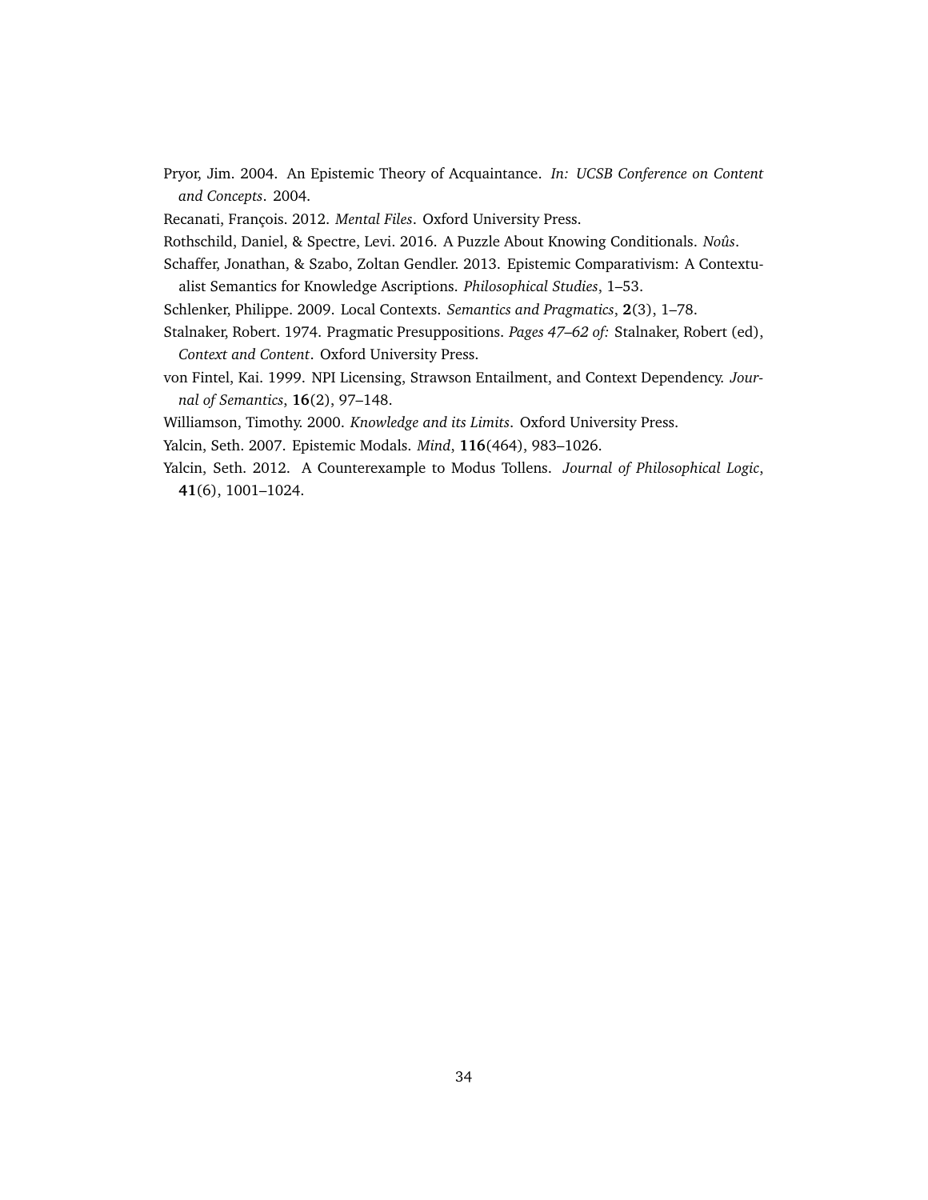Pryor, Jim. 2004. An Epistemic Theory of Acquaintance. *In: UCSB Conference on Content and Concepts*. 2004.

Recanati, François. 2012. *Mental Files*. Oxford University Press.

Rothschild, Daniel, & Spectre, Levi. 2016. A Puzzle About Knowing Conditionals. *Noûs*.

Schaffer, Jonathan, & Szabo, Zoltan Gendler. 2013. Epistemic Comparativism: A Contextualist Semantics for Knowledge Ascriptions. *Philosophical Studies*, 1–53.

Schlenker, Philippe. 2009. Local Contexts. *Semantics and Pragmatics*, **2**(3), 1–78.

Stalnaker, Robert. 1974. Pragmatic Presuppositions. *Pages 47–62 of:* Stalnaker, Robert (ed), *Context and Content*. Oxford University Press.

von Fintel, Kai. 1999. NPI Licensing, Strawson Entailment, and Context Dependency. *Journal of Semantics*, **16**(2), 97–148.

Williamson, Timothy. 2000. *Knowledge and its Limits*. Oxford University Press.

Yalcin, Seth. 2007. Epistemic Modals. *Mind*, **116**(464), 983–1026.

Yalcin, Seth. 2012. A Counterexample to Modus Tollens. *Journal of Philosophical Logic*, **41**(6), 1001–1024.